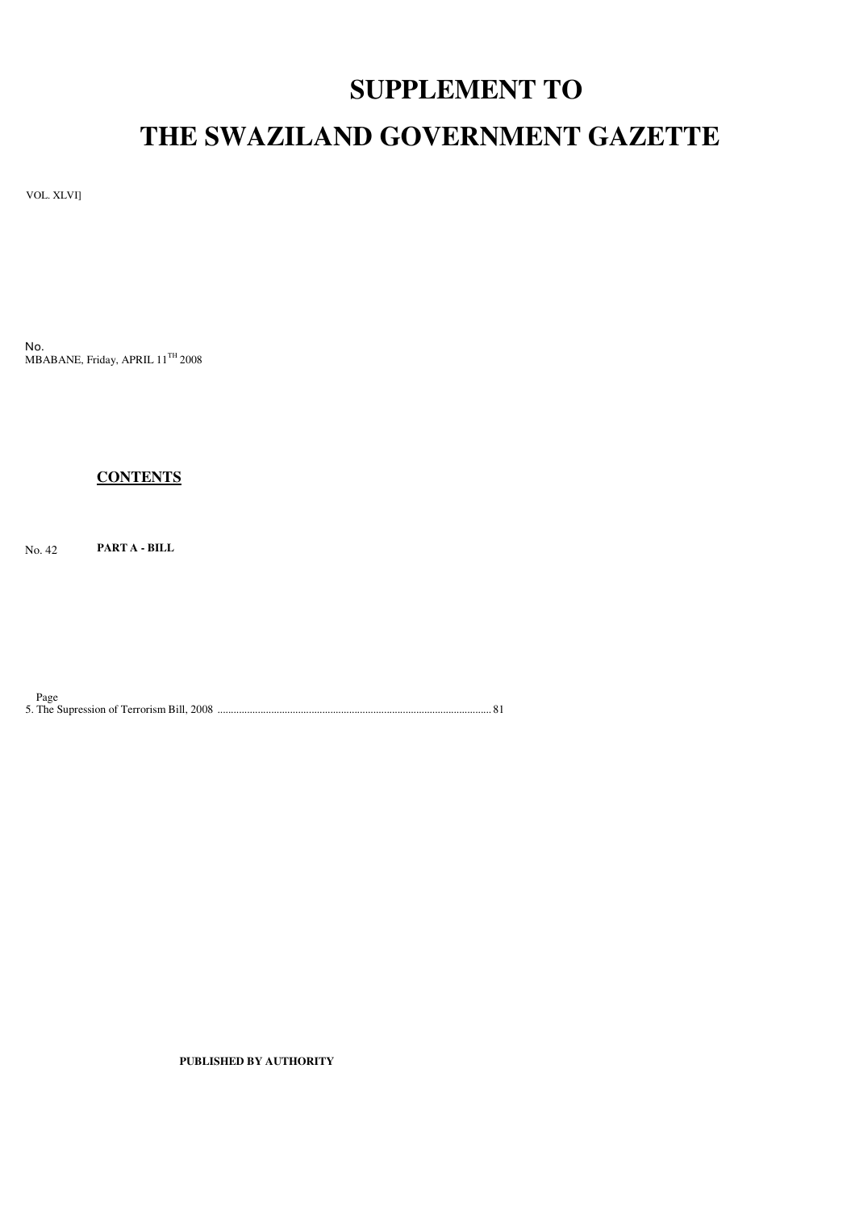# SUPPLEMENT TO

# THE SWAZILAND GOVERNMENT GAZETTE

VOL. XLVI]

No.
MBABANE, Friday, APRIL 11TH 2008

**CONTENTS**

No. 42 **PART A - BILL**

Page
5. The Supression of Terrorism Bill, 2008 ........................................................................................................ 81

**PUBLISHED BY AUTHORITY**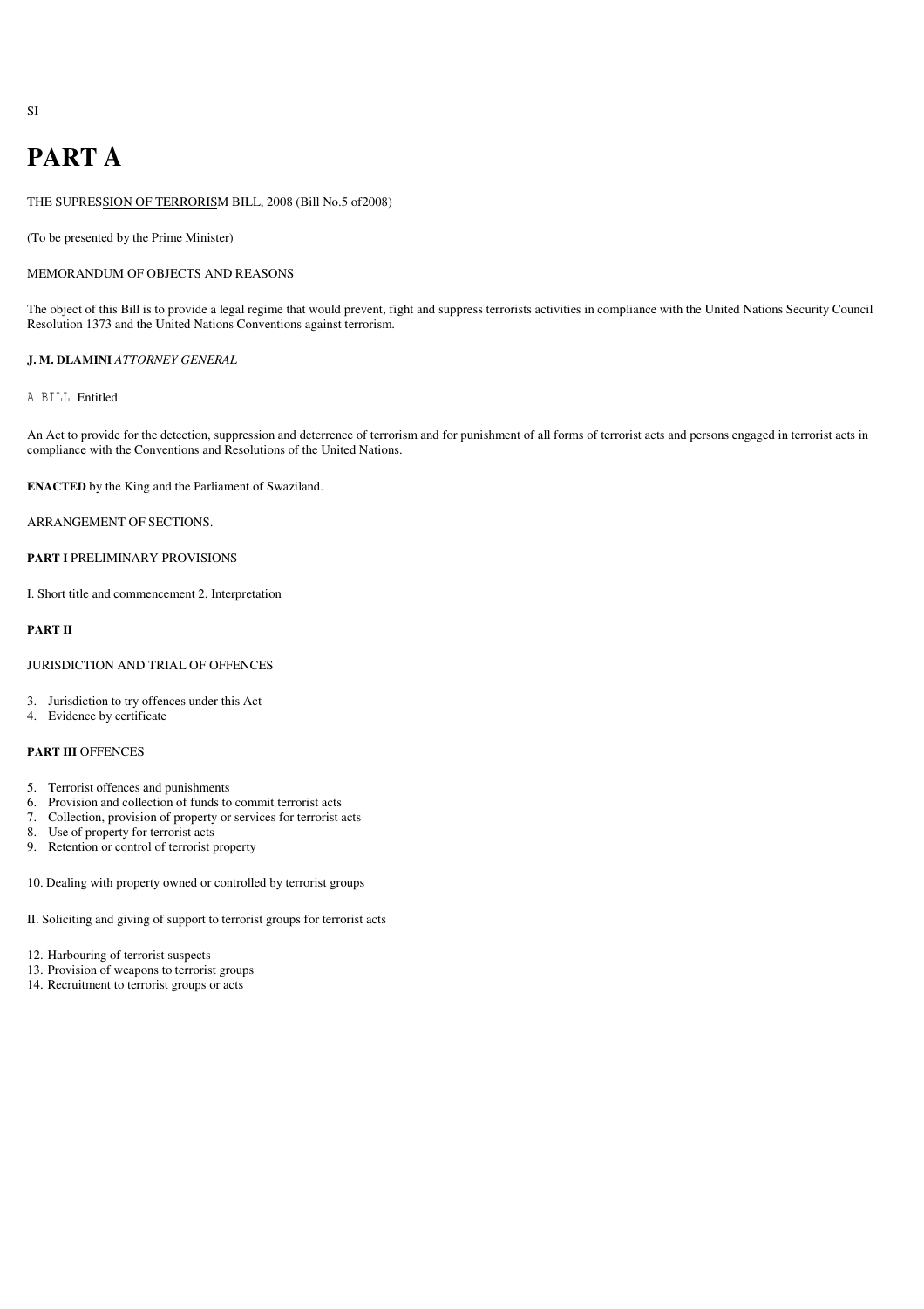SI

# PART A

THE SUPRESSION OF TERRORISM BILL, 2008 (Bill No.5 of2008)

(To be presented by the Prime Minister)

MEMORANDUM OF OBJECTS AND REASONS

The object of this Bill is to provide a legal regime that would prevent, fight and suppress terrorists activities in compliance with the United Nations Security Council Resolution 1373 and the United Nations Conventions against terrorism.

**J. M. DLAMINI** *ATTORNEY GENERAL*

A BILL Entitled

An Act to provide for the detection, suppression and deterrence of terrorism and for punishment of all forms of terrorist acts and persons engaged in terrorist acts in compliance with the Conventions and Resolutions of the United Nations.

**ENACTED** by the King and the Parliament of Swaziland.

ARRANGEMENT OF SECTIONS.

**PART I** PRELIMINARY PROVISIONS

I. Short title and commencement 2. Interpretation

**PART II**

JURISDICTION AND TRIAL OF OFFENCES

3. Jurisdiction to try offences under this Act
4. Evidence by certificate

**PART III** OFFENCES

5. Terrorist offences and punishments
6. Provision and collection of funds to commit terrorist acts
7. Collection, provision of property or services for terrorist acts
8. Use of property for terrorist acts
9. Retention or control of terrorist property

10. Dealing with property owned or controlled by terrorist groups

II. Soliciting and giving of support to terrorist groups for terrorist acts

12. Harbouring of terrorist suspects
13. Provision of weapons to terrorist groups
14. Recruitment to terrorist groups or acts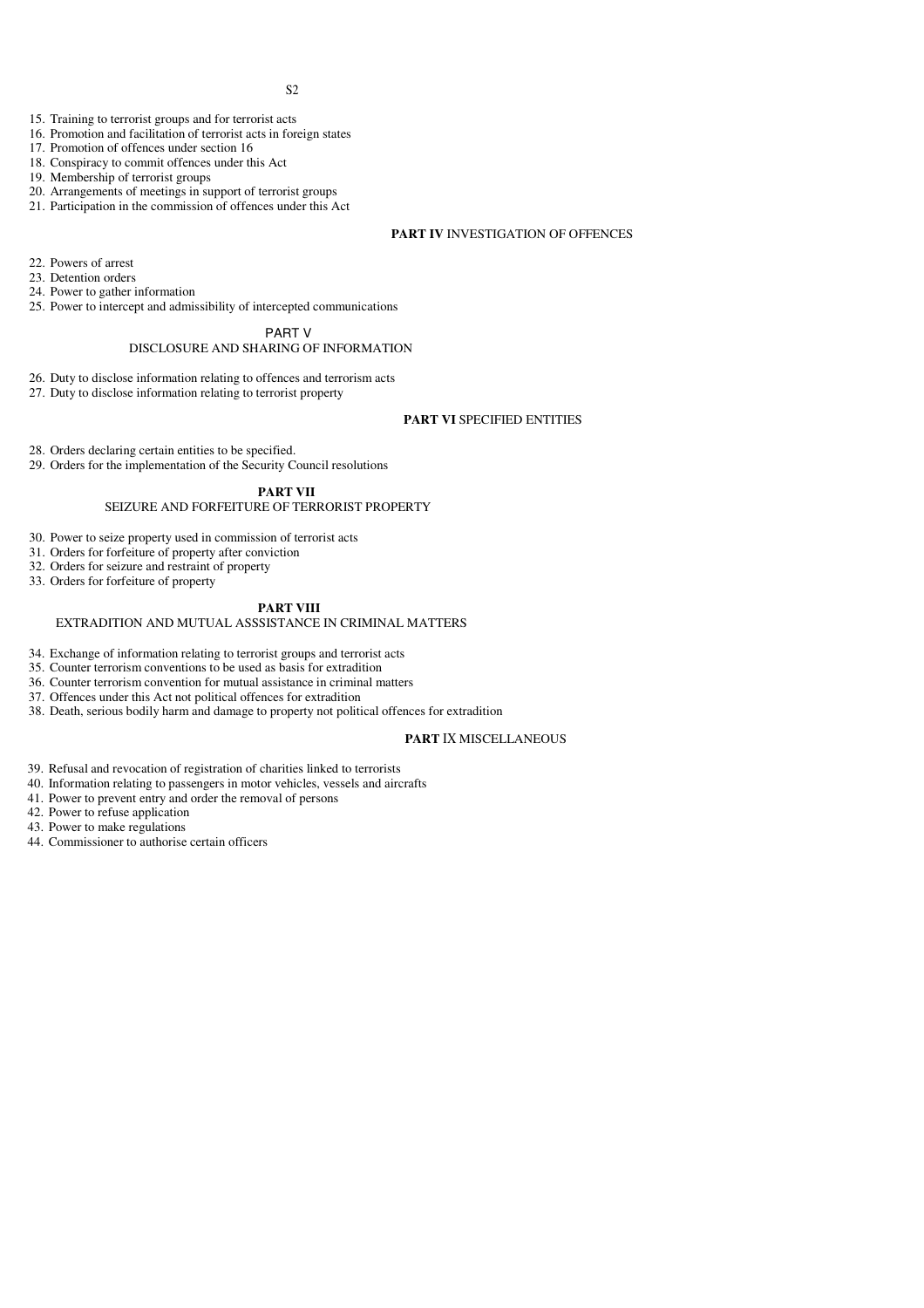15. Training to terrorist groups and for terrorist acts
16. Promotion and facilitation of terrorist acts in foreign states
17. Promotion of offences under section 16
18. Conspiracy to commit offences under this Act
19. Membership of terrorist groups
20. Arrangements of meetings in support of terrorist groups
21. Participation in the commission of offences under this Act

**PART IV** INVESTIGATION OF OFFENCES

22. Powers of arrest
23. Detention orders
24. Power to gather information
25. Power to intercept and admissibility of intercepted communications

PART V
DISCLOSURE AND SHARING OF INFORMATION

26. Duty to disclose information relating to offences and terrorism acts
27. Duty to disclose information relating to terrorist property

**PART VI** SPECIFIED ENTITIES

28. Orders declaring certain entities to be specified.
29. Orders for the implementation of the Security Council resolutions

**PART VII**
SEIZURE AND FORFEITURE OF TERRORIST PROPERTY

30. Power to seize property used in commission of terrorist acts
31. Orders for forfeiture of property after conviction
32. Orders for seizure and restraint of property
33. Orders for forfeiture of property

**PART VIII**
EXTRADITION AND MUTUAL ASSSISTANCE IN CRIMINAL MATTERS

34. Exchange of information relating to terrorist groups and terrorist acts
35. Counter terrorism conventions to be used as basis for extradition
36. Counter terrorism convention for mutual assistance in criminal matters
37. Offences under this Act not political offences for extradition
38. Death, serious bodily harm and damage to property not political offences for extradition

**PART** IX MISCELLANEOUS

39. Refusal and revocation of registration of charities linked to terrorists
40. Information relating to passengers in motor vehicles, vessels and aircrafts
41. Power to prevent entry and order the removal of persons
42. Power to refuse application
43. Power to make regulations
44. Commissioner to authorise certain officers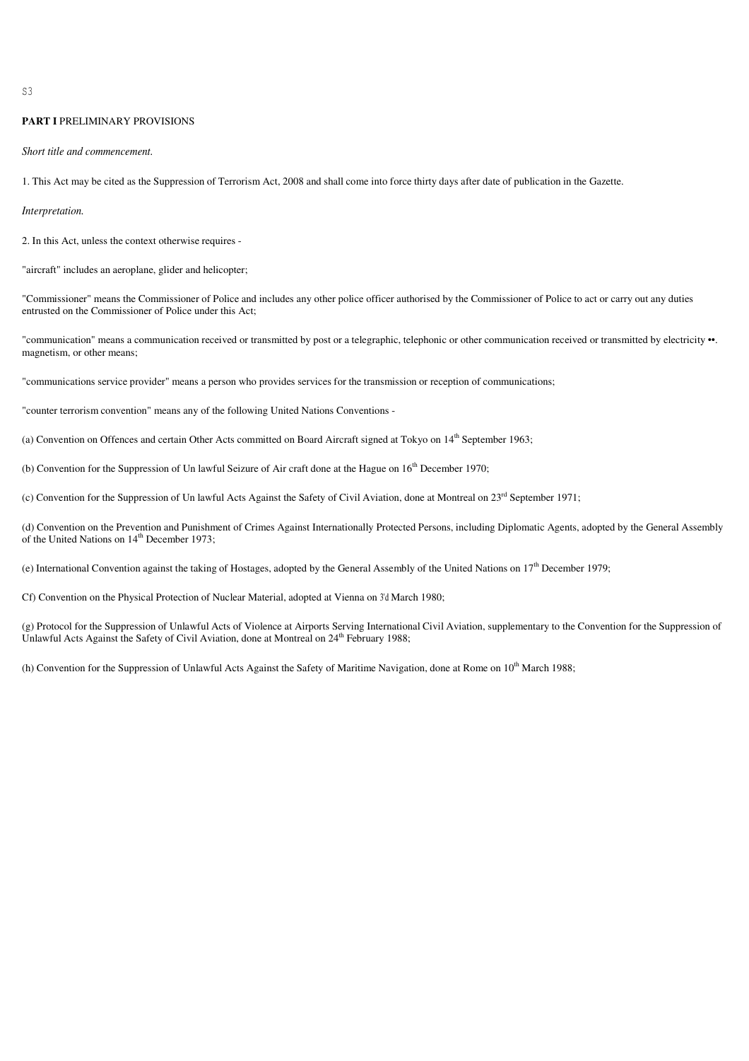**PART I** PRELIMINARY PROVISIONS

*Short title and commencement.*

1. This Act may be cited as the Suppression of Terrorism Act, 2008 and shall come into force thirty days after date of publication in the Gazette.

*Interpretation.*

2. In this Act, unless the context otherwise requires -

"aircraft" includes an aeroplane, glider and helicopter;

"Commissioner" means the Commissioner of Police and includes any other police officer authorised by the Commissioner of Police to act or carry out any duties entrusted on the Commissioner of Police under this Act;

"communication" means a communication received or transmitted by post or a telegraphic, telephonic or other communication received or transmitted by electricity ••. magnetism, or other means;

"communications service provider" means a person who provides services for the transmission or reception of communications;

"counter terrorism convention" means any of the following United Nations Conventions -

(a) Convention on Offences and certain Other Acts committed on Board Aircraft signed at Tokyo on 14th September 1963;

(b) Convention for the Suppression of Un lawful Seizure of Air craft done at the Hague on 16th December 1970;

(c) Convention for the Suppression of Un lawful Acts Against the Safety of Civil Aviation, done at Montreal on 23rd September 1971;

(d) Convention on the Prevention and Punishment of Crimes Against Internationally Protected Persons, including Diplomatic Agents, adopted by the General Assembly of the United Nations on 14th December 1973;

(e) International Convention against the taking of Hostages, adopted by the General Assembly of the United Nations on 17th December 1979;

Cf) Convention on the Physical Protection of Nuclear Material, adopted at Vienna on 3'd March 1980;

(g) Protocol for the Suppression of Unlawful Acts of Violence at Airports Serving International Civil Aviation, supplementary to the Convention for the Suppression of Unlawful Acts Against the Safety of Civil Aviation, done at Montreal on 24th February 1988;

(h) Convention for the Suppression of Unlawful Acts Against the Safety of Maritime Navigation, done at Rome on 10th March 1988;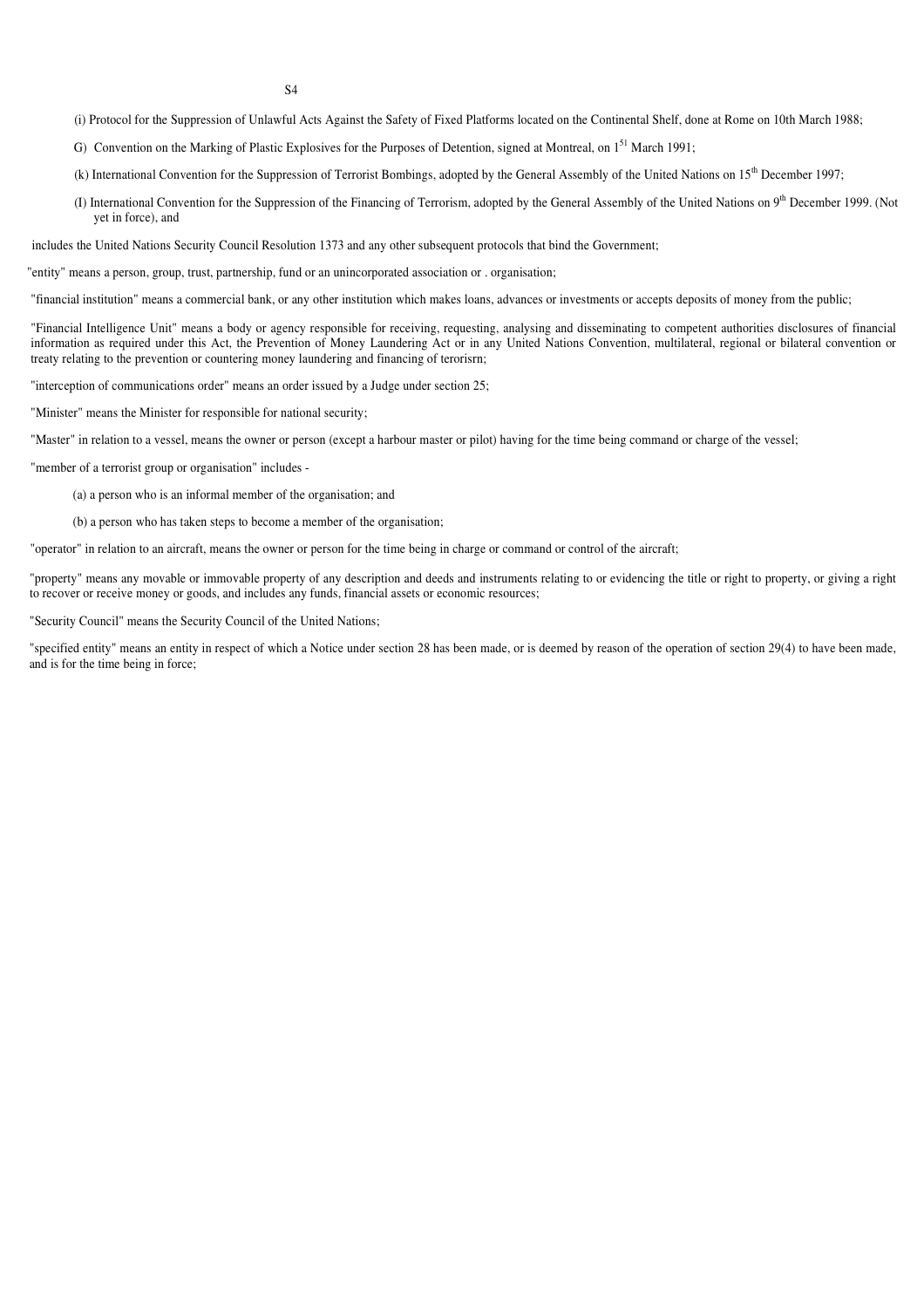(i) Protocol for the Suppression of Unlawful Acts Against the Safety of Fixed Platforms located on the Continental Shelf, done at Rome on 10th March 1988;

G) Convention on the Marking of Plastic Explosives for the Purposes of Detention, signed at Montreal, on 1[51] March 1991;

(k) International Convention for the Suppression of Terrorist Bombings, adopted by the General Assembly of the United Nations on 15th December 1997;

(I) International Convention for the Suppression of the Financing of Terrorism, adopted by the General Assembly of the United Nations on 9th December 1999. (Not yet in force), and

includes the United Nations Security Council Resolution 1373 and any other subsequent protocols that bind the Government;

"entity" means a person, group, trust, partnership, fund or an unincorporated association or . organisation;

"financial institution" means a commercial bank, or any other institution which makes loans, advances or investments or accepts deposits of money from the public;

"Financial Intelligence Unit" means a body or agency responsible for receiving, requesting, analysing and disseminating to competent authorities disclosures of financial information as required under this Act, the Prevention of Money Laundering Act or in any United Nations Convention, multilateral, regional or bilateral convention or treaty relating to the prevention or countering money laundering and financing of terorisrn;

"interception of communications order" means an order issued by a Judge under section 25;

"Minister" means the Minister for responsible for national security;

"Master" in relation to a vessel, means the owner or person (except a harbour master or pilot) having for the time being command or charge of the vessel;

"member of a terrorist group or organisation" includes -

(a) a person who is an informal member of the organisation; and

(b) a person who has taken steps to become a member of the organisation;

"operator" in relation to an aircraft, means the owner or person for the time being in charge or command or control of the aircraft;

"property" means any movable or immovable property of any description and deeds and instruments relating to or evidencing the title or right to property, or giving a right to recover or receive money or goods, and includes any funds, financial assets or economic resources;

"Security Council" means the Security Council of the United Nations;

"specified entity" means an entity in respect of which a Notice under section 28 has been made, or is deemed by reason of the operation of section 29(4) to have been made, and is for the time being in force;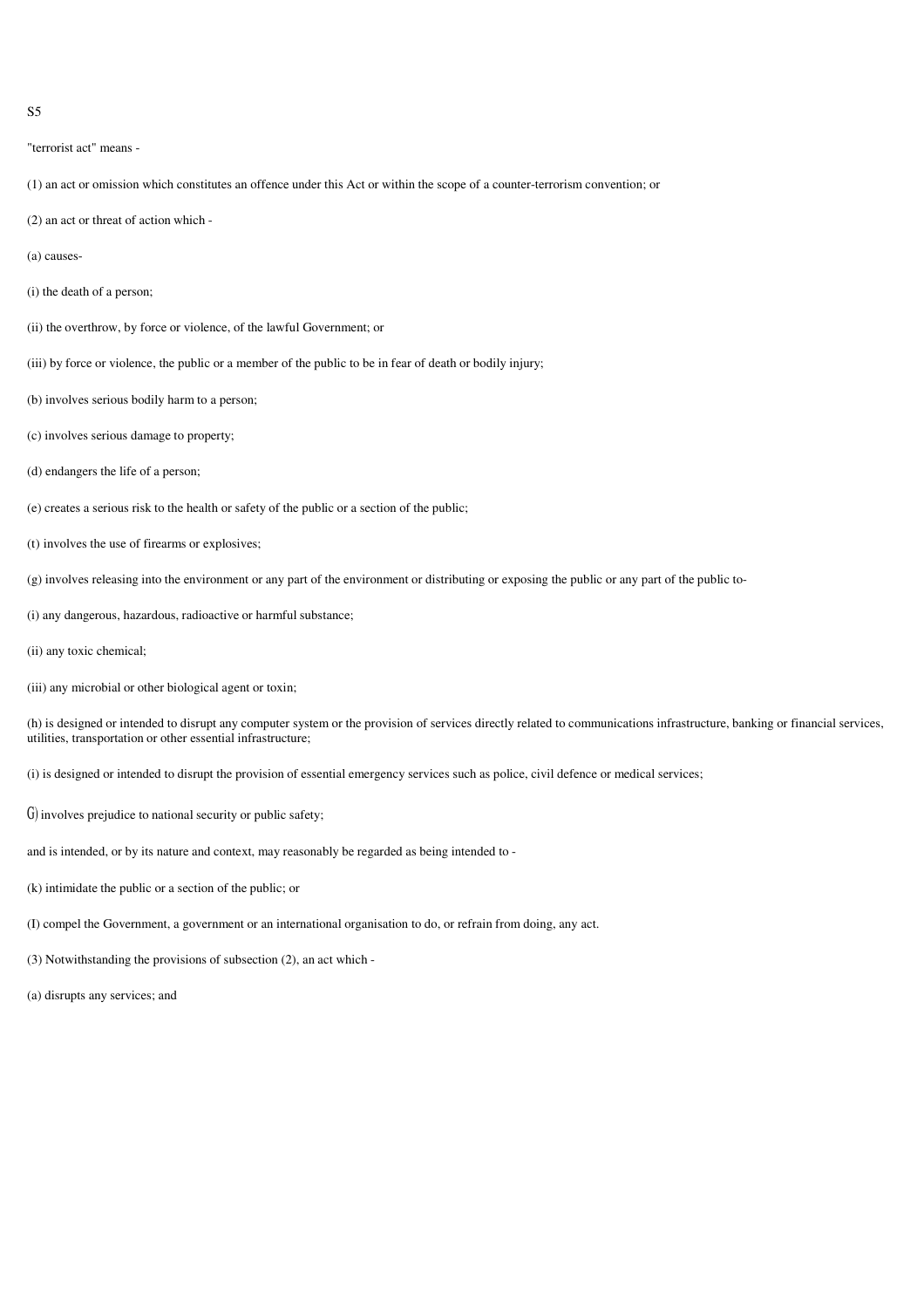S5

"terrorist act" means -

(1) an act or omission which constitutes an offence under this Act or within the scope of a counter-terrorism convention; or

(2) an act or threat of action which -

(a) causes-

(i) the death of a person;

(ii) the overthrow, by force or violence, of the lawful Government; or

(iii) by force or violence, the public or a member of the public to be in fear of death or bodily injury;

(b) involves serious bodily harm to a person;

(c) involves serious damage to property;

(d) endangers the life of a person;

(e) creates a serious risk to the health or safety of the public or a section of the public;

(t) involves the use of firearms or explosives;

(g) involves releasing into the environment or any part of the environment or distributing or exposing the public or any part of the public to-

(i) any dangerous, hazardous, radioactive or harmful substance;

(ii) any toxic chemical;

(iii) any microbial or other biological agent or toxin;

(h) is designed or intended to disrupt any computer system or the provision of services directly related to communications infrastructure, banking or financial services, utilities, transportation or other essential infrastructure;

(i) is designed or intended to disrupt the provision of essential emergency services such as police, civil defence or medical services;

(j) involves prejudice to national security or public safety;

and is intended, or by its nature and context, may reasonably be regarded as being intended to -

(k) intimidate the public or a section of the public; or

(l) compel the Government, a government or an international organisation to do, or refrain from doing, any act.

(3) Notwithstanding the provisions of subsection (2), an act which -

(a) disrupts any services; and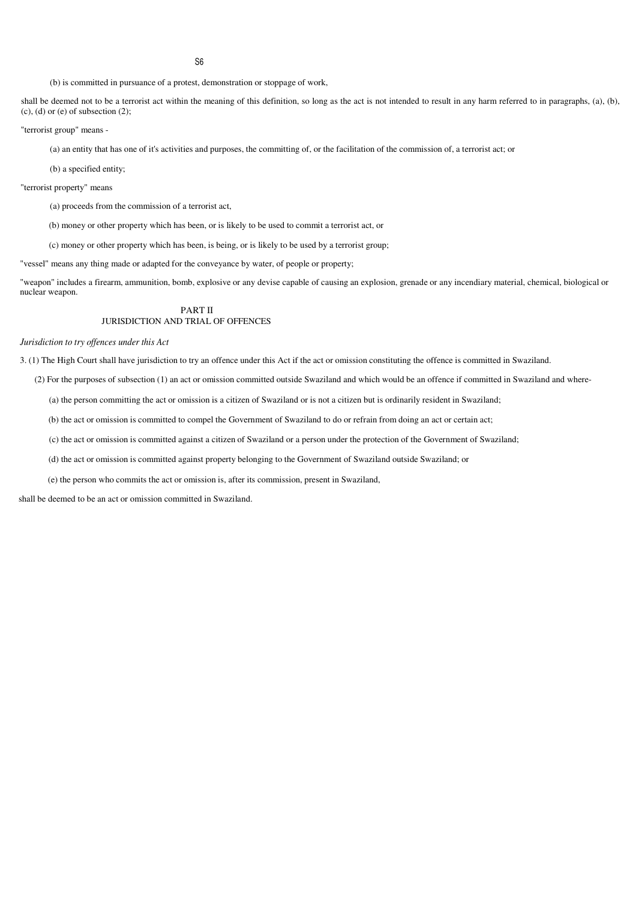(b) is committed in pursuance of a protest, demonstration or stoppage of work,

shall be deemed not to be a terrorist act within the meaning of this definition, so long as the act is not intended to result in any harm referred to in paragraphs, (a), (b), (c), (d) or (e) of subsection (2);

"terrorist group" means -

(a) an entity that has one of it's activities and purposes, the committing of, or the facilitation of the commission of, a terrorist act; or

(b) a specified entity;

"terrorist property" means

(a) proceeds from the commission of a terrorist act,

(b) money or other property which has been, or is likely to be used to commit a terrorist act, or

(c) money or other property which has been, is being, or is likely to be used by a terrorist group;

"vessel" means any thing made or adapted for the conveyance by water, of people or property;

"weapon" includes a firearm, ammunition, bomb, explosive or any devise capable of causing an explosion, grenade or any incendiary material, chemical, biological or nuclear weapon.

## PART II
## JURISDICTION AND TRIAL OF OFFENCES

*Jurisdiction to try offences under this Act*

3. (1) The High Court shall have jurisdiction to try an offence under this Act if the act or omission constituting the offence is committed in Swaziland.

(2) For the purposes of subsection (1) an act or omission committed outside Swaziland and which would be an offence if committed in Swaziland and where-

(a) the person committing the act or omission is a citizen of Swaziland or is not a citizen but is ordinarily resident in Swaziland;

(b) the act or omission is committed to compel the Government of Swaziland to do or refrain from doing an act or certain act;

(c) the act or omission is committed against a citizen of Swaziland or a person under the protection of the Government of Swaziland;

(d) the act or omission is committed against property belonging to the Government of Swaziland outside Swaziland; or

(e) the person who commits the act or omission is, after its commission, present in Swaziland,

shall be deemed to be an act or omission committed in Swaziland.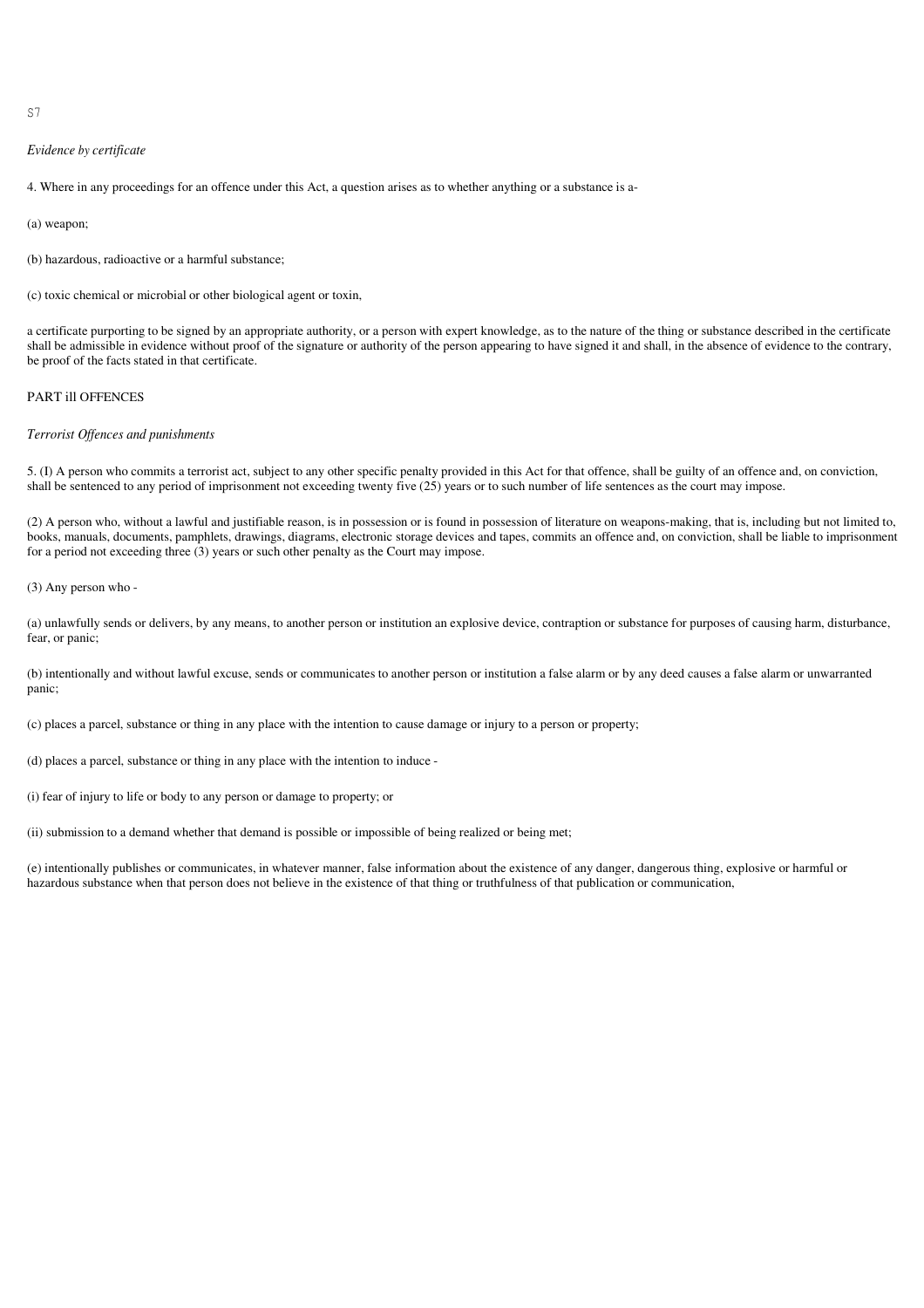*Evidence by certificate*

4. Where in any proceedings for an offence under this Act, a question arises as to whether anything or a substance is a-

(a) weapon;

(b) hazardous, radioactive or a harmful substance;

(c) toxic chemical or microbial or other biological agent or toxin,

a certificate purporting to be signed by an appropriate authority, or a person with expert knowledge, as to the nature of the thing or substance described in the certificate shall be admissible in evidence without proof of the signature or authority of the person appearing to have signed it and shall, in the absence of evidence to the contrary, be proof of the facts stated in that certificate.

## PART ill OFFENCES

*Terrorist Offences and punishments*

5. (I) A person who commits a terrorist act, subject to any other specific penalty provided in this Act for that offence, shall be guilty of an offence and, on conviction, shall be sentenced to any period of imprisonment not exceeding twenty five (25) years or to such number of life sentences as the court may impose.

(2) A person who, without a lawful and justifiable reason, is in possession or is found in possession of literature on weapons-making, that is, including but not limited to, books, manuals, documents, pamphlets, drawings, diagrams, electronic storage devices and tapes, commits an offence and, on conviction, shall be liable to imprisonment for a period not exceeding three (3) years or such other penalty as the Court may impose.

(3) Any person who -

(a) unlawfully sends or delivers, by any means, to another person or institution an explosive device, contraption or substance for purposes of causing harm, disturbance, fear, or panic;

(b) intentionally and without lawful excuse, sends or communicates to another person or institution a false alarm or by any deed causes a false alarm or unwarranted panic;

(c) places a parcel, substance or thing in any place with the intention to cause damage or injury to a person or property;

(d) places a parcel, substance or thing in any place with the intention to induce -

(i) fear of injury to life or body to any person or damage to property; or

(ii) submission to a demand whether that demand is possible or impossible of being realized or being met;

(e) intentionally publishes or communicates, in whatever manner, false information about the existence of any danger, dangerous thing, explosive or harmful or hazardous substance when that person does not believe in the existence of that thing or truthfulness of that publication or communication,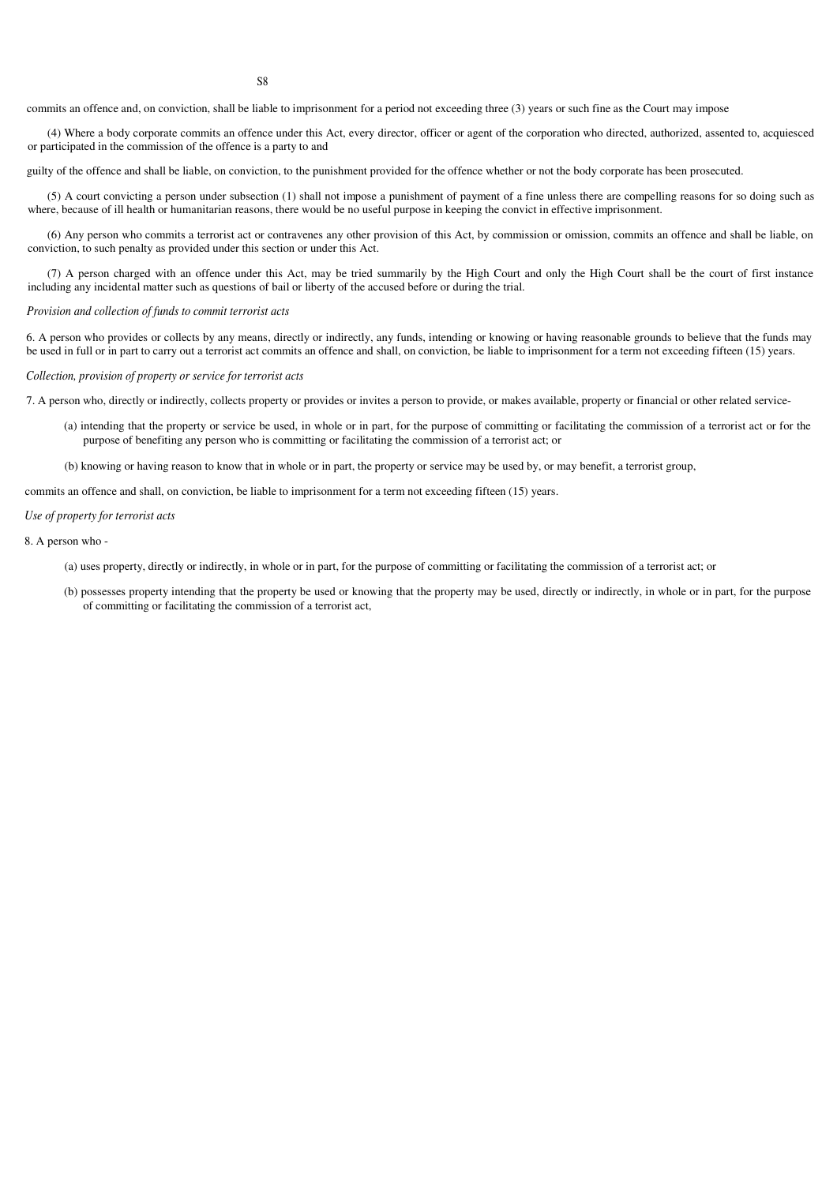commits an offence and, on conviction, shall be liable to imprisonment for a period not exceeding three (3) years or such fine as the Court may impose

(4) Where a body corporate commits an offence under this Act, every director, officer or agent of the corporation who directed, authorized, assented to, acquiesced or participated in the commission of the offence is a party to and

guilty of the offence and shall be liable, on conviction, to the punishment provided for the offence whether or not the body corporate has been prosecuted.

(5) A court convicting a person under subsection (1) shall not impose a punishment of payment of a fine unless there are compelling reasons for so doing such as where, because of ill health or humanitarian reasons, there would be no useful purpose in keeping the convict in effective imprisonment.

(6) Any person who commits a terrorist act or contravenes any other provision of this Act, by commission or omission, commits an offence and shall be liable, on conviction, to such penalty as provided under this section or under this Act.

(7) A person charged with an offence under this Act, may be tried summarily by the High Court and only the High Court shall be the court of first instance including any incidental matter such as questions of bail or liberty of the accused before or during the trial.

*Provision and collection of funds to commit terrorist acts*

6. A person who provides or collects by any means, directly or indirectly, any funds, intending or knowing or having reasonable grounds to believe that the funds may be used in full or in part to carry out a terrorist act commits an offence and shall, on conviction, be liable to imprisonment for a term not exceeding fifteen (15) years.

*Collection, provision of property or service for terrorist acts*

7. A person who, directly or indirectly, collects property or provides or invites a person to provide, or makes available, property or financial or other related service-

(a) intending that the property or service be used, in whole or in part, for the purpose of committing or facilitating the commission of a terrorist act or for the purpose of benefiting any person who is committing or facilitating the commission of a terrorist act; or

(b) knowing or having reason to know that in whole or in part, the property or service may be used by, or may benefit, a terrorist group,

commits an offence and shall, on conviction, be liable to imprisonment for a term not exceeding fifteen (15) years.

*Use of property for terrorist acts*

8. A person who -

(a) uses property, directly or indirectly, in whole or in part, for the purpose of committing or facilitating the commission of a terrorist act; or

(b) possesses property intending that the property be used or knowing that the property may be used, directly or indirectly, in whole or in part, for the purpose of committing or facilitating the commission of a terrorist act,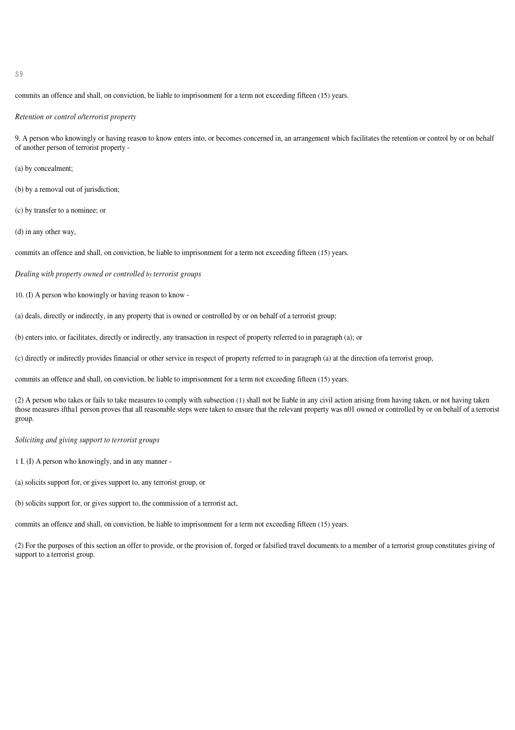commits an offence and shall, on conviction, be liable to imprisonment for a term not exceeding fifteen (15) years.

*Retention or control o/terrorist property*

9. A person who knowingly or having reason to know enters into, or becomes concerned in, an arrangement which facilitates the retention or control by or on behalf of another person of terrorist property -

(a) by concealment;

(b) by a removal out of jurisdiction;

(c) by transfer to a nominee; or

(d) in any other way,

commits an offence and shall, on conviction, be liable to imprisonment for a term not exceeding fifteen (15) years.

*Dealing with property owned or controlled by terrorist groups*

10. (I) A person who knowingly or having reason to know -

(a) deals, directly or indirectly, in any property that is owned or controlled by or on behalf of a terrorist group;

(b) enters into, or facilitates, directly or indirectly, any transaction in respect of property referred to in paragraph (a); or

(c) directly or indirectly provides financial or other service in respect of property referred to in paragraph (a) at the direction ofa terrorist group,

commits an offence and shall, on conviction, be liable to imprisonment for a term not exceeding fifteen (15) years.

(2) A person who takes or fails to take measures to comply with subsection (1) shall not be liable in any civil action arising from having taken, or not having taken those measures iftha1 person proves that all reasonable steps were taken to ensure that the relevant property was n01 owned or controlled by or on behalf of a terrorist group.

*Soliciting and giving support to terrorist groups*

1 I. (I) A person who knowingly, and in any manner -

(a) solicits support for, or gives support to, any terrorist group, or

(b) solicits support for, or gives support to, the commission of a terrorist act,

commits an offence and shall, on conviction, be liable to imprisonment for a term not exceeding fifteen (15) years.

(2) For the purposes of this section an offer to provide, or the provision of, forged or falsified travel documents to a member of a terrorist group constitutes giving of support to a terrorist group.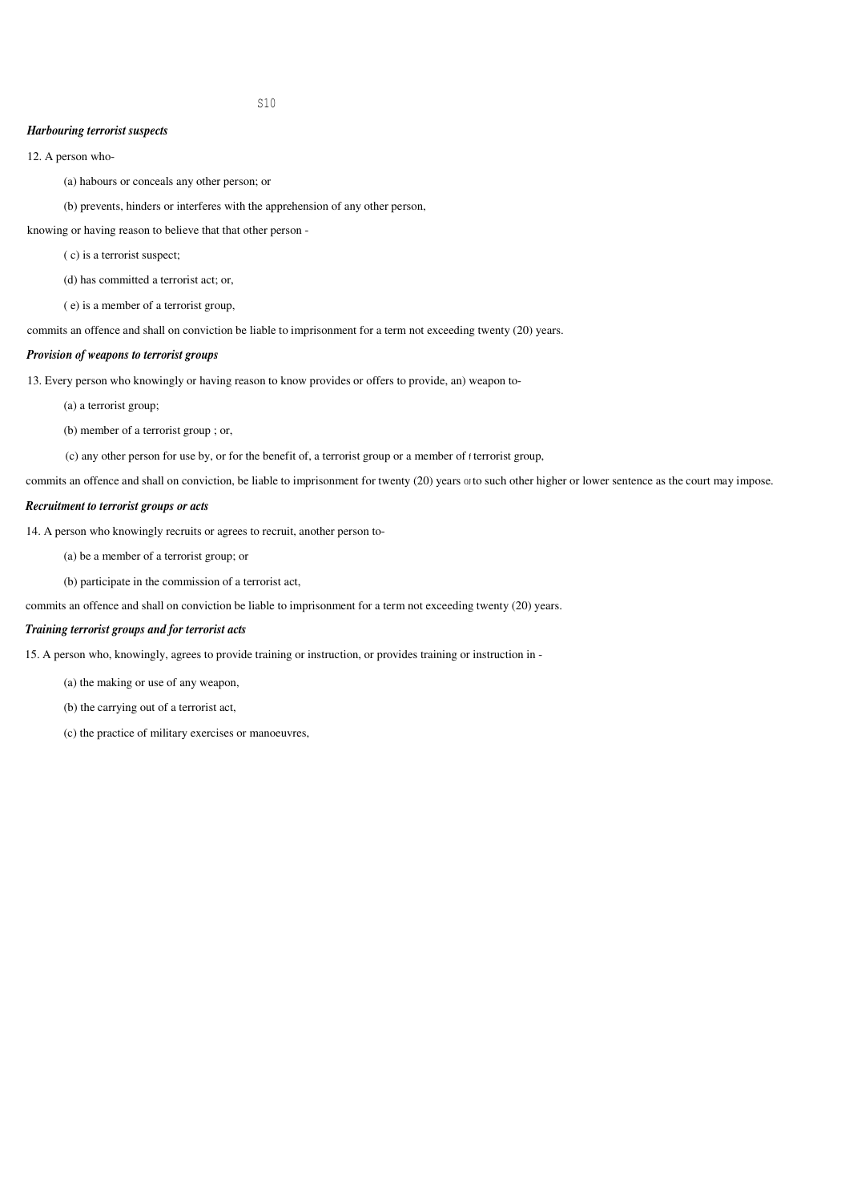*Harbouring terrorist suspects*

12. A person who-

(a) habours or conceals any other person; or

(b) prevents, hinders or interferes with the apprehension of any other person,

knowing or having reason to believe that that other person -

( c) is a terrorist suspect;

(d) has committed a terrorist act; or,

( e) is a member of a terrorist group,

commits an offence and shall on conviction be liable to imprisonment for a term not exceeding twenty (20) years.

*Provision of weapons to terrorist groups*

13. Every person who knowingly or having reason to know provides or offers to provide, an) weapon to-

(a) a terrorist group;

(b) member of a terrorist group ; or,

(c) any other person for use by, or for the benefit of, a terrorist group or a member of t terrorist group,

commits an offence and shall on conviction, be liable to imprisonment for twenty (20) years or to such other higher or lower sentence as the court may impose.

*Recruitment to terrorist groups or acts*

14. A person who knowingly recruits or agrees to recruit, another person to-

(a) be a member of a terrorist group; or

(b) participate in the commission of a terrorist act,

commits an offence and shall on conviction be liable to imprisonment for a term not exceeding twenty (20) years.

*Training terrorist groups and for terrorist acts*

15. A person who, knowingly, agrees to provide training or instruction, or provides training or instruction in -

(a) the making or use of any weapon,

(b) the carrying out of a terrorist act,

(c) the practice of military exercises or manoeuvres,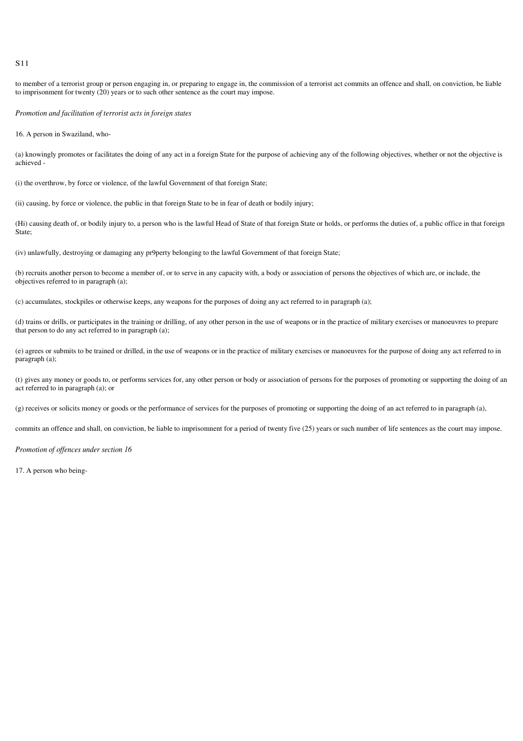to member of a terrorist group or person engaging in, or preparing to engage in, the commission of a terrorist act commits an offence and shall, on conviction, be liable to imprisonment for twenty (20) years or to such other sentence as the court may impose.

*Promotion and facilitation of terrorist acts in foreign states*

16. A person in Swaziland, who-

(a) knowingly promotes or facilitates the doing of any act in a foreign State for the purpose of achieving any of the following objectives, whether or not the objective is achieved -

(i) the overthrow, by force or violence, of the lawful Government of that foreign State;

(ii) causing, by force or violence, the public in that foreign State to be in fear of death or bodily injury;

(Hi) causing death of, or bodily injury to, a person who is the lawful Head of State of that foreign State or holds, or performs the duties of, a public office in that foreign State;

(iv) unlawfully, destroying or damaging any pr9perty belonging to the lawful Government of that foreign State;

(b) recruits another person to become a member of, or to serve in any capacity with, a body or association of persons the objectives of which are, or include, the objectives referred to in paragraph (a);

(c) accumulates, stockpiles or otherwise keeps, any weapons for the purposes of doing any act referred to in paragraph (a);

(d) trains or drills, or participates in the training or drilling, of any other person in the use of weapons or in the practice of military exercises or manoeuvres to prepare that person to do any act referred to in paragraph (a);

(e) agrees or submits to be trained or drilled, in the use of weapons or in the practice of military exercises or manoeuvres for the purpose of doing any act referred to in paragraph (a);

(t) gives any money or goods to, or performs services for, any other person or body or association of persons for the purposes of promoting or supporting the doing of an act referred to in paragraph (a); or

(g) receives or solicits money or goods or the performance of services for the purposes of promoting or supporting the doing of an act referred to in paragraph (a),

commits an offence and shall, on conviction, be liable to imprisomnent for a period of twenty five (25) years or such number of life sentences as the court may impose.

*Promotion of offences under section 16*

17. A person who being-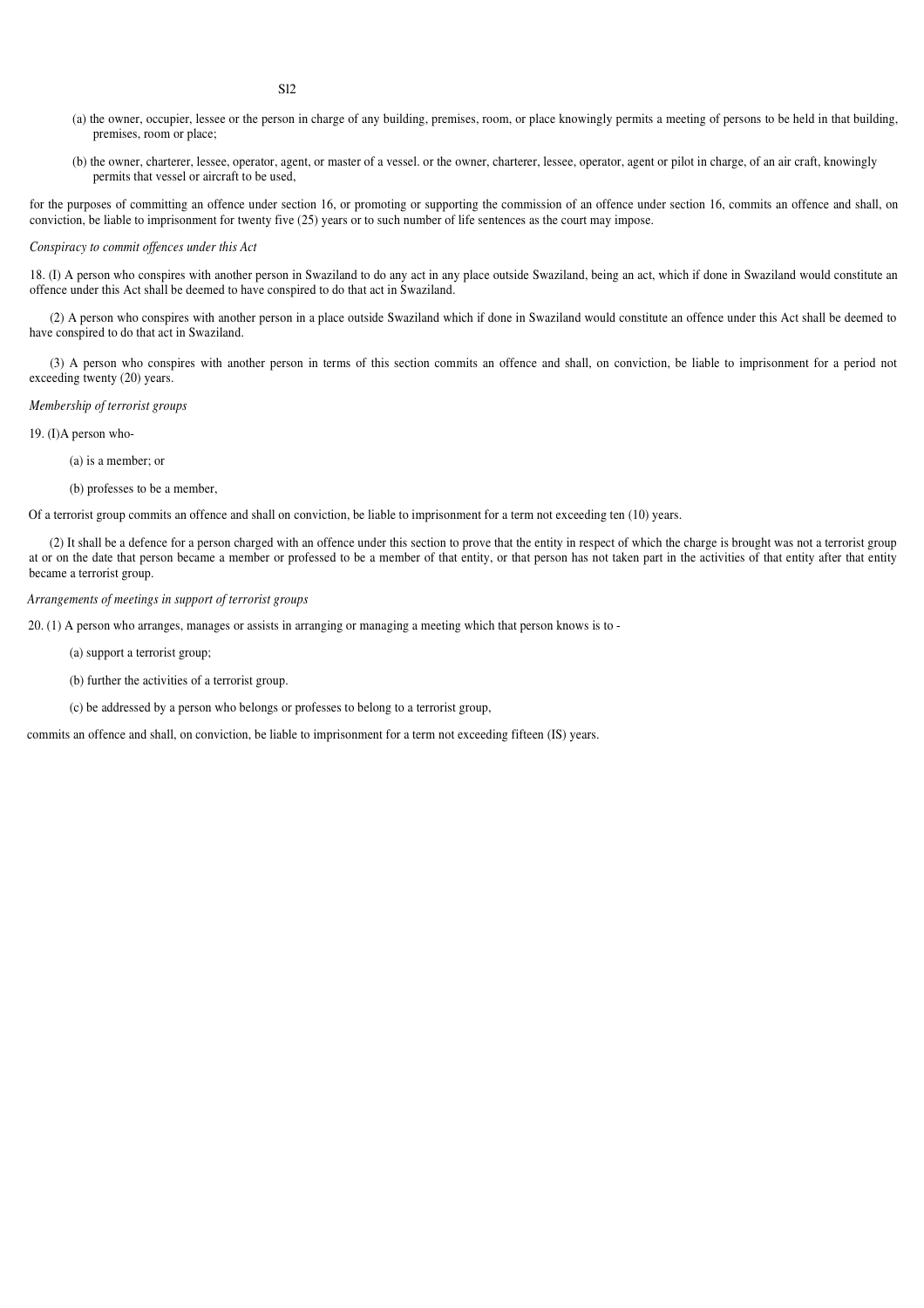(a) the owner, occupier, lessee or the person in charge of any building, premises, room, or place knowingly permits a meeting of persons to be held in that building, premises, room or place;

(b) the owner, charterer, lessee, operator, agent, or master of a vessel. or the owner, charterer, lessee, operator, agent or pilot in charge, of an air craft, knowingly permits that vessel or aircraft to be used,

for the purposes of committing an offence under section 16, or promoting or supporting the commission of an offence under section 16, commits an offence and shall, on conviction, be liable to imprisonment for twenty five (25) years or to such number of life sentences as the court may impose.

*Conspiracy to commit offences under this Act*

18. (I) A person who conspires with another person in Swaziland to do any act in any place outside Swaziland, being an act, which if done in Swaziland would constitute an offence under this Act shall be deemed to have conspired to do that act in Swaziland.

(2) A person who conspires with another person in a place outside Swaziland which if done in Swaziland would constitute an offence under this Act shall be deemed to have conspired to do that act in Swaziland.

(3) A person who conspires with another person in terms of this section commits an offence and shall, on conviction, be liable to imprisonment for a period not exceeding twenty (20) years.

*Membership of terrorist groups*

19. (I)A person who-

(a) is a member; or

(b) professes to be a member,

Of a terrorist group commits an offence and shall on conviction, be liable to imprisonment for a term not exceeding ten (10) years.

(2) It shall be a defence for a person charged with an offence under this section to prove that the entity in respect of which the charge is brought was not a terrorist group at or on the date that person became a member or professed to be a member of that entity, or that person has not taken part in the activities of that entity after that entity became a terrorist group.

*Arrangements of meetings in support of terrorist groups*

20. (1) A person who arranges, manages or assists in arranging or managing a meeting which that person knows is to -

(a) support a terrorist group;

(b) further the activities of a terrorist group.

(c) be addressed by a person who belongs or professes to belong to a terrorist group,

commits an offence and shall, on conviction, be liable to imprisonment for a term not exceeding fifteen (IS) years.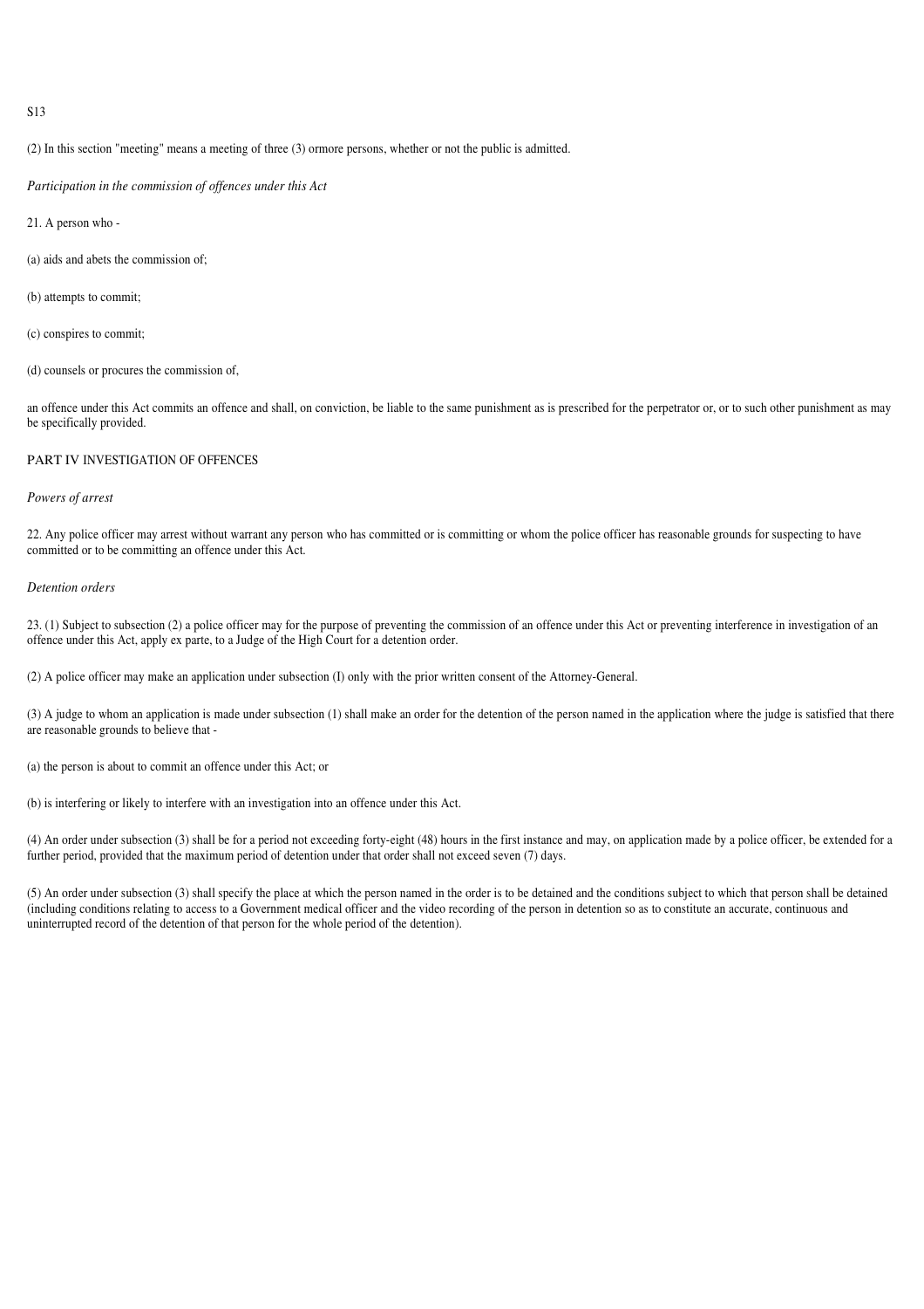S13

(2) In this section "meeting" means a meeting of three (3) ormore persons, whether or not the public is admitted.

*Participation in the commission of offences under this Act*

21. A person who -

(a) aids and abets the commission of;

(b) attempts to commit;

(c) conspires to commit;

(d) counsels or procures the commission of,

an offence under this Act commits an offence and shall, on conviction, be liable to the same punishment as is prescribed for the perpetrator or, or to such other punishment as may be specifically provided.

PART IV INVESTIGATION OF OFFENCES

*Powers of arrest*

22. Any police officer may arrest without warrant any person who has committed or is committing or whom the police officer has reasonable grounds for suspecting to have committed or to be committing an offence under this Act.

*Detention orders*

23. (1) Subject to subsection (2) a police officer may for the purpose of preventing the commission of an offence under this Act or preventing interference in investigation of an offence under this Act, apply ex parte, to a Judge of the High Court for a detention order.

(2) A police officer may make an application under subsection (I) only with the prior written consent of the Attorney-General.

(3) A judge to whom an application is made under subsection (1) shall make an order for the detention of the person named in the application where the judge is satisfied that there are reasonable grounds to believe that -

(a) the person is about to commit an offence under this Act; or

(b) is interfering or likely to interfere with an investigation into an offence under this Act.

(4) An order under subsection (3) shall be for a period not exceeding forty-eight (48) hours in the first instance and may, on application made by a police officer, be extended for a further period, provided that the maximum period of detention under that order shall not exceed seven (7) days.

(5) An order under subsection (3) shall specify the place at which the person named in the order is to be detained and the conditions subject to which that person shall be detained (including conditions relating to access to a Government medical officer and the video recording of the person in detention so as to constitute an accurate, continuous and uninterrupted record of the detention of that person for the whole period of the detention).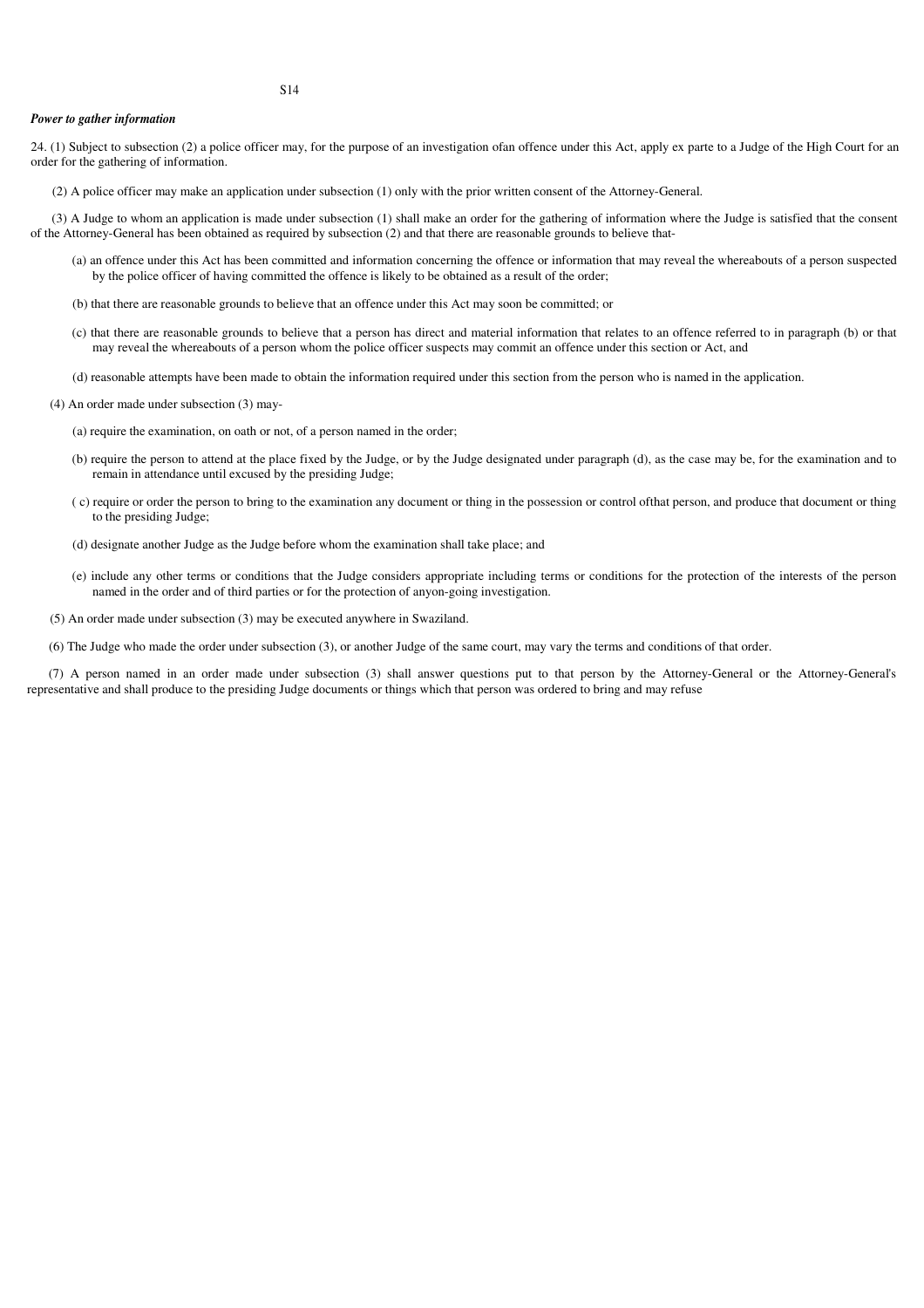*Power to gather information*

24. (1) Subject to subsection (2) a police officer may, for the purpose of an investigation ofan offence under this Act, apply ex parte to a Judge of the High Court for an order for the gathering of information.

(2) A police officer may make an application under subsection (1) only with the prior written consent of the Attorney-General.

(3) A Judge to whom an application is made under subsection (1) shall make an order for the gathering of information where the Judge is satisfied that the consent of the Attorney-General has been obtained as required by subsection (2) and that there are reasonable grounds to believe that-

(a) an offence under this Act has been committed and information concerning the offence or information that may reveal the whereabouts of a person suspected by the police officer of having committed the offence is likely to be obtained as a result of the order;

(b) that there are reasonable grounds to believe that an offence under this Act may soon be committed; or

(c) that there are reasonable grounds to believe that a person has direct and material information that relates to an offence referred to in paragraph (b) or that may reveal the whereabouts of a person whom the police officer suspects may commit an offence under this section or Act, and

(d) reasonable attempts have been made to obtain the information required under this section from the person who is named in the application.

(4) An order made under subsection (3) may-

(a) require the examination, on oath or not, of a person named in the order;

(b) require the person to attend at the place fixed by the Judge, or by the Judge designated under paragraph (d), as the case may be, for the examination and to remain in attendance until excused by the presiding Judge;

( c) require or order the person to bring to the examination any document or thing in the possession or control ofthat person, and produce that document or thing to the presiding Judge;

(d) designate another Judge as the Judge before whom the examination shall take place; and

(e) include any other terms or conditions that the Judge considers appropriate including terms or conditions for the protection of the interests of the person named in the order and of third parties or for the protection of anyon-going investigation.

(5) An order made under subsection (3) may be executed anywhere in Swaziland.

(6) The Judge who made the order under subsection (3), or another Judge of the same court, may vary the terms and conditions of that order.

(7) A person named in an order made under subsection (3) shall answer questions put to that person by the Attorney-General or the Attorney-General's representative and shall produce to the presiding Judge documents or things which that person was ordered to bring and may refuse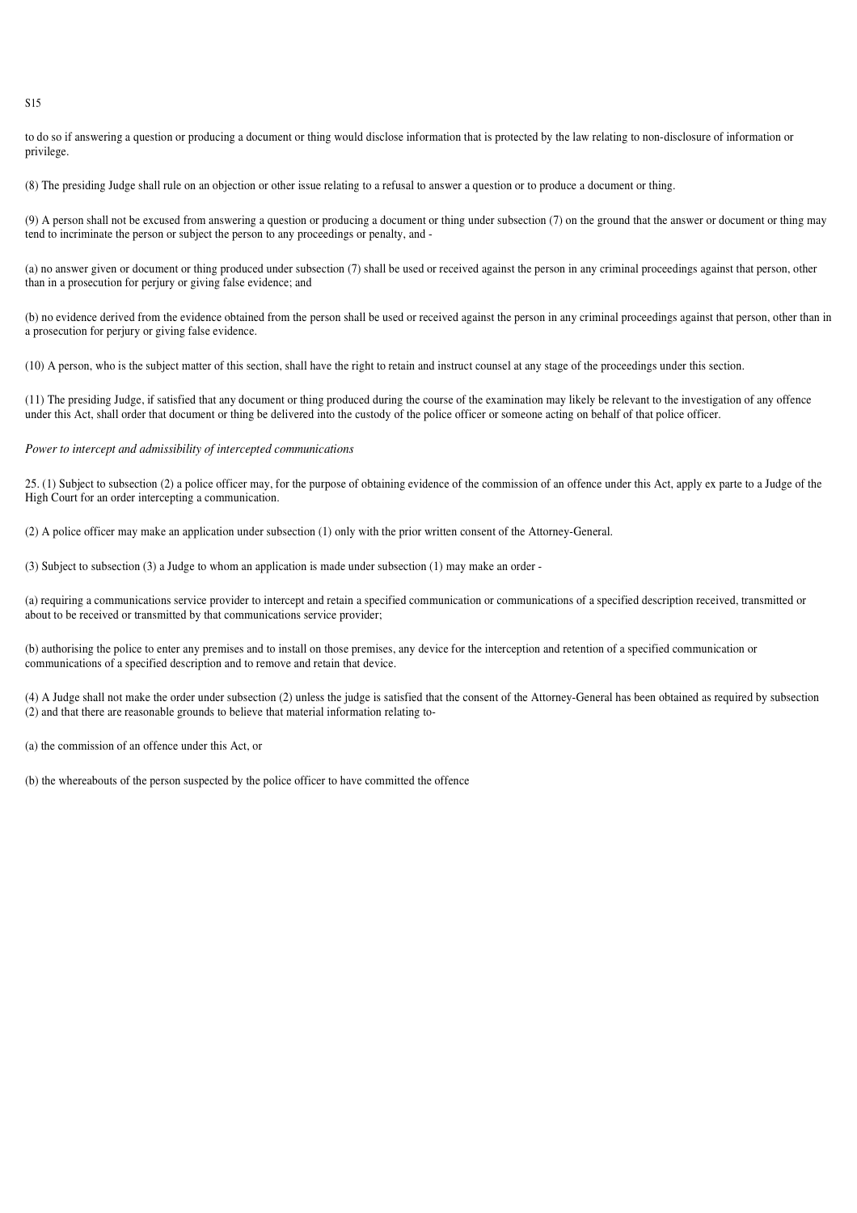to do so if answering a question or producing a document or thing would disclose information that is protected by the law relating to non-disclosure of information or privilege.

(8) The presiding Judge shall rule on an objection or other issue relating to a refusal to answer a question or to produce a document or thing.

(9) A person shall not be excused from answering a question or producing a document or thing under subsection (7) on the ground that the answer or document or thing may tend to incriminate the person or subject the person to any proceedings or penalty, and -

(a) no answer given or document or thing produced under subsection (7) shall be used or received against the person in any criminal proceedings against that person, other than in a prosecution for perjury or giving false evidence; and

(b) no evidence derived from the evidence obtained from the person shall be used or received against the person in any criminal proceedings against that person, other than in a prosecution for perjury or giving false evidence.

(10) A person, who is the subject matter of this section, shall have the right to retain and instruct counsel at any stage of the proceedings under this section.

(11) The presiding Judge, if satisfied that any document or thing produced during the course of the examination may likely be relevant to the investigation of any offence under this Act, shall order that document or thing be delivered into the custody of the police officer or someone acting on behalf of that police officer.

*Power to intercept and admissibility of intercepted communications*

25. (1) Subject to subsection (2) a police officer may, for the purpose of obtaining evidence of the commission of an offence under this Act, apply ex parte to a Judge of the High Court for an order intercepting a communication.

(2) A police officer may make an application under subsection (1) only with the prior written consent of the Attorney-General.

(3) Subject to subsection (3) a Judge to whom an application is made under subsection (1) may make an order -

(a) requiring a communications service provider to intercept and retain a specified communication or communications of a specified description received, transmitted or about to be received or transmitted by that communications service provider;

(b) authorising the police to enter any premises and to install on those premises, any device for the interception and retention of a specified communication or communications of a specified description and to remove and retain that device.

(4) A Judge shall not make the order under subsection (2) unless the judge is satisfied that the consent of the Attorney-General has been obtained as required by subsection (2) and that there are reasonable grounds to believe that material information relating to-

(a) the commission of an offence under this Act, or

(b) the whereabouts of the person suspected by the police officer to have committed the offence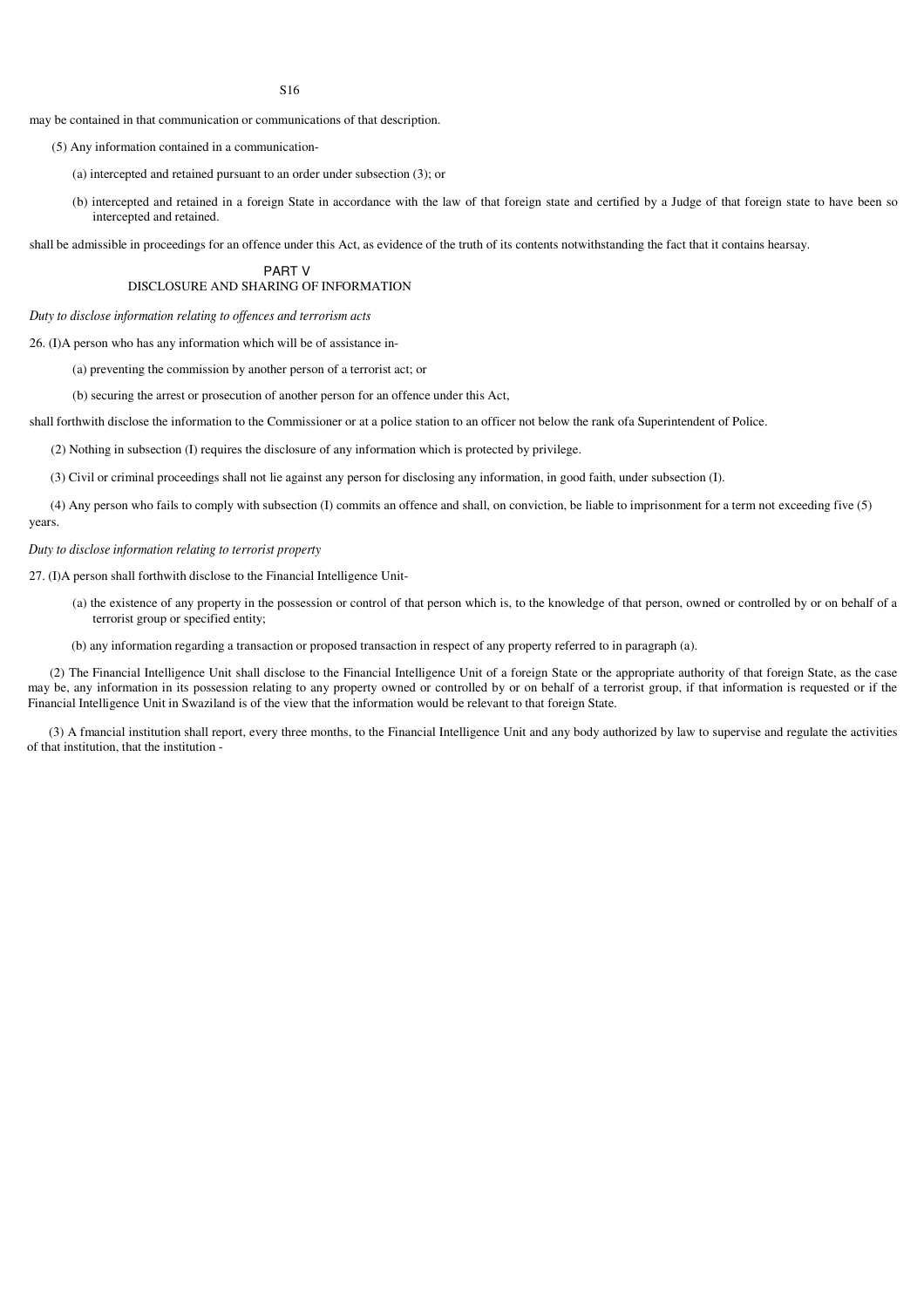may be contained in that communication or communications of that description.

(5) Any information contained in a communication-

(a) intercepted and retained pursuant to an order under subsection (3); or

(b) intercepted and retained in a foreign State in accordance with the law of that foreign state and certified by a Judge of that foreign state to have been so intercepted and retained.

shall be admissible in proceedings for an offence under this Act, as evidence of the truth of its contents notwithstanding the fact that it contains hearsay.

## PART V
## DISCLOSURE AND SHARING OF INFORMATION

*Duty to disclose information relating to offences and terrorism acts*

26. (I)A person who has any information which will be of assistance in-

(a) preventing the commission by another person of a terrorist act; or

(b) securing the arrest or prosecution of another person for an offence under this Act,

shall forthwith disclose the information to the Commissioner or at a police station to an officer not below the rank ofa Superintendent of Police.

(2) Nothing in subsection (I) requires the disclosure of any information which is protected by privilege.

(3) Civil or criminal proceedings shall not lie against any person for disclosing any information, in good faith, under subsection (I).

(4) Any person who fails to comply with subsection (I) commits an offence and shall, on conviction, be liable to imprisonment for a term not exceeding five (5) years.

*Duty to disclose information relating to terrorist property*

27. (I)A person shall forthwith disclose to the Financial Intelligence Unit-

(a) the existence of any property in the possession or control of that person which is, to the knowledge of that person, owned or controlled by or on behalf of a terrorist group or specified entity;

(b) any information regarding a transaction or proposed transaction in respect of any property referred to in paragraph (a).

(2) The Financial Intelligence Unit shall disclose to the Financial Intelligence Unit of a foreign State or the appropriate authority of that foreign State, as the case may be, any information in its possession relating to any property owned or controlled by or on behalf of a terrorist group, if that information is requested or if the Financial Intelligence Unit in Swaziland is of the view that the information would be relevant to that foreign State.

(3) A fmancial institution shall report, every three months, to the Financial Intelligence Unit and any body authorized by law to supervise and regulate the activities of that institution, that the institution -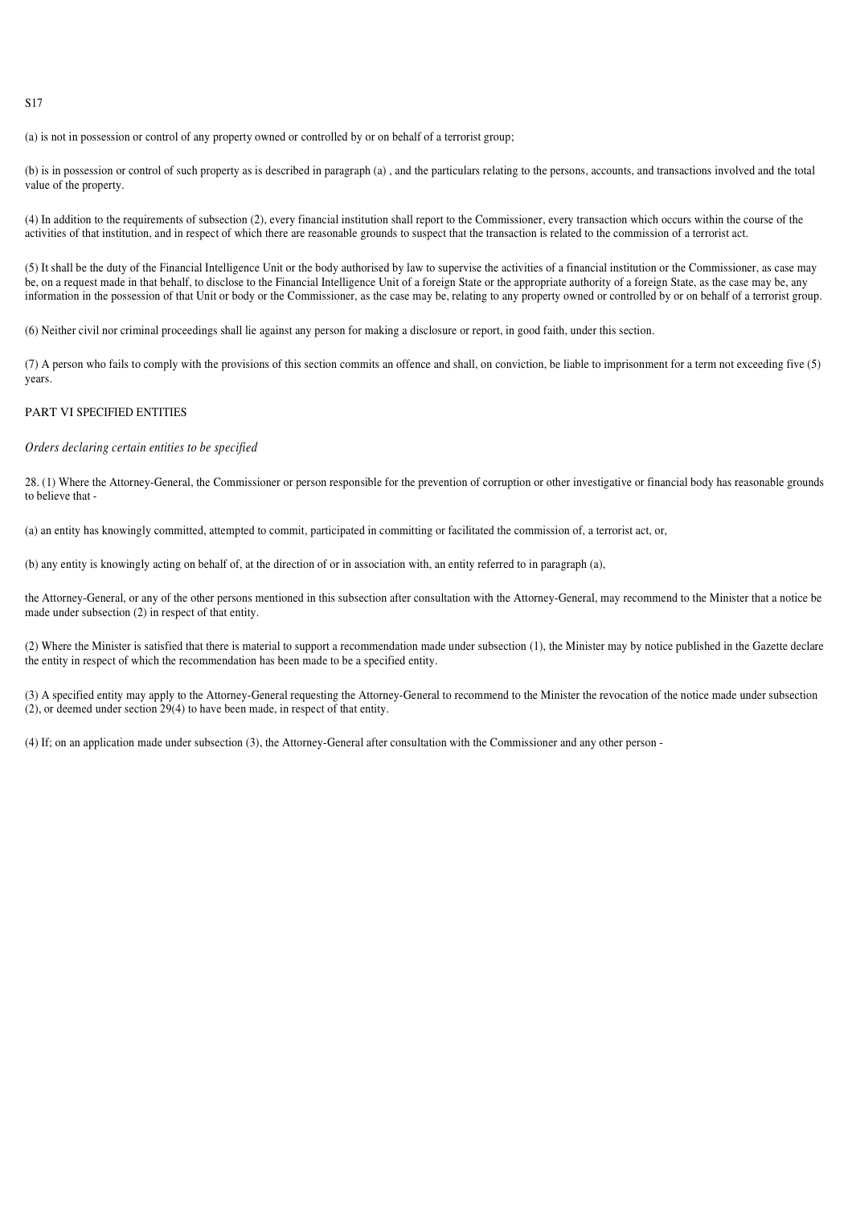S17

(a) is not in possession or control of any property owned or controlled by or on behalf of a terrorist group;

(b) is in possession or control of such property as is described in paragraph (a) , and the particulars relating to the persons, accounts, and transactions involved and the total value of the property.

(4) In addition to the requirements of subsection (2), every financial institution shall report to the Commissioner, every transaction which occurs within the course of the activities of that institution, and in respect of which there are reasonable grounds to suspect that the transaction is related to the commission of a terrorist act.

(5) It shall be the duty of the Financial Intelligence Unit or the body authorised by law to supervise the activities of a financial institution or the Commissioner, as case may be, on a request made in that behalf, to disclose to the Financial Intelligence Unit of a foreign State or the appropriate authority of a foreign State, as the case may be, any information in the possession of that Unit or body or the Commissioner, as the case may be, relating to any property owned or controlled by or on behalf of a terrorist group.

(6) Neither civil nor criminal proceedings shall lie against any person for making a disclosure or report, in good faith, under this section.

(7) A person who fails to comply with the provisions of this section commits an offence and shall, on conviction, be liable to imprisonment for a term not exceeding five (5) years.

## PART VI SPECIFIED ENTITIES

*Orders declaring certain entities to be specified*

28. (1) Where the Attorney-General, the Commissioner or person responsible for the prevention of corruption or other investigative or financial body has reasonable grounds to believe that -

(a) an entity has knowingly committed, attempted to commit, participated in committing or facilitated the commission of, a terrorist act, or,

(b) any entity is knowingly acting on behalf of, at the direction of or in association with, an entity referred to in paragraph (a),

the Attorney-General, or any of the other persons mentioned in this subsection after consultation with the Attorney-General, may recommend to the Minister that a notice be made under subsection (2) in respect of that entity.

(2) Where the Minister is satisfied that there is material to support a recommendation made under subsection (1), the Minister may by notice published in the Gazette declare the entity in respect of which the recommendation has been made to be a specified entity.

(3) A specified entity may apply to the Attorney-General requesting the Attorney-General to recommend to the Minister the revocation of the notice made under subsection (2), or deemed under section 29(4) to have been made, in respect of that entity.

(4) If; on an application made under subsection (3), the Attorney-General after consultation with the Commissioner and any other person -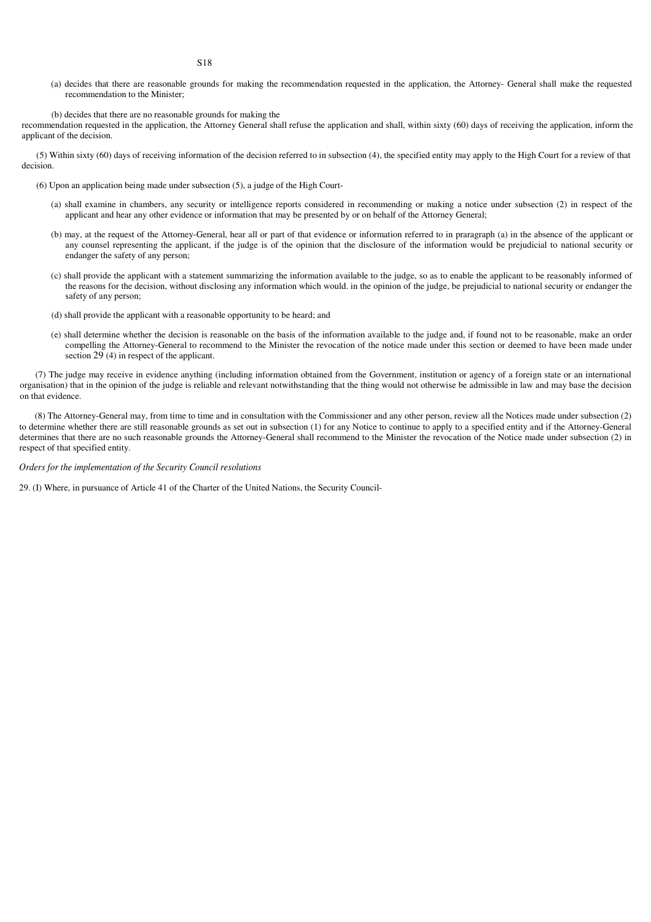(a) decides that there are reasonable grounds for making the recommendation requested in the application, the Attorney- General shall make the requested recommendation to the Minister;

(b) decides that there are no reasonable grounds for making the recommendation requested in the application, the Attorney General shall refuse the application and shall, within sixty (60) days of receiving the application, inform the applicant of the decision.

(5) Within sixty (60) days of receiving information of the decision referred to in subsection (4), the specified entity may apply to the High Court for a review of that decision.

(6) Upon an application being made under subsection (5), a judge of the High Court-

(a) shall examine in chambers, any security or intelligence reports considered in recommending or making a notice under subsection (2) in respect of the applicant and hear any other evidence or information that may be presented by or on behalf of the Attorney General;

(b) may, at the request of the Attorney-General, hear all or part of that evidence or information referred to in praragraph (a) in the absence of the applicant or any counsel representing the applicant, if the judge is of the opinion that the disclosure of the information would be prejudicial to national security or endanger the safety of any person;

(c) shall provide the applicant with a statement summarizing the information available to the judge, so as to enable the applicant to be reasonably informed of the reasons for the decision, without disclosing any information which would. in the opinion of the judge, be prejudicial to national security or endanger the safety of any person;

(d) shall provide the applicant with a reasonable opportunity to be heard; and

(e) shall determine whether the decision is reasonable on the basis of the information available to the judge and, if found not to be reasonable, make an order compelling the Attorney-General to recommend to the Minister the revocation of the notice made under this section or deemed to have been made under section 29 (4) in respect of the applicant.

(7) The judge may receive in evidence anything (including information obtained from the Government, institution or agency of a foreign state or an international organisation) that in the opinion of the judge is reliable and relevant notwithstanding that the thing would not otherwise be admissible in law and may base the decision on that evidence.

(8) The Attorney-General may, from time to time and in consultation with the Commissioner and any other person, review all the Notices made under subsection (2) to determine whether there are still reasonable grounds as set out in subsection (1) for any Notice to continue to apply to a specified entity and if the Attorney-General determines that there are no such reasonable grounds the Attorney-General shall recommend to the Minister the revocation of the Notice made under subsection (2) in respect of that specified entity.

*Orders for the implementation of the Security Council resolutions*

29. (I) Where, in pursuance of Article 41 of the Charter of the United Nations, the Security Council-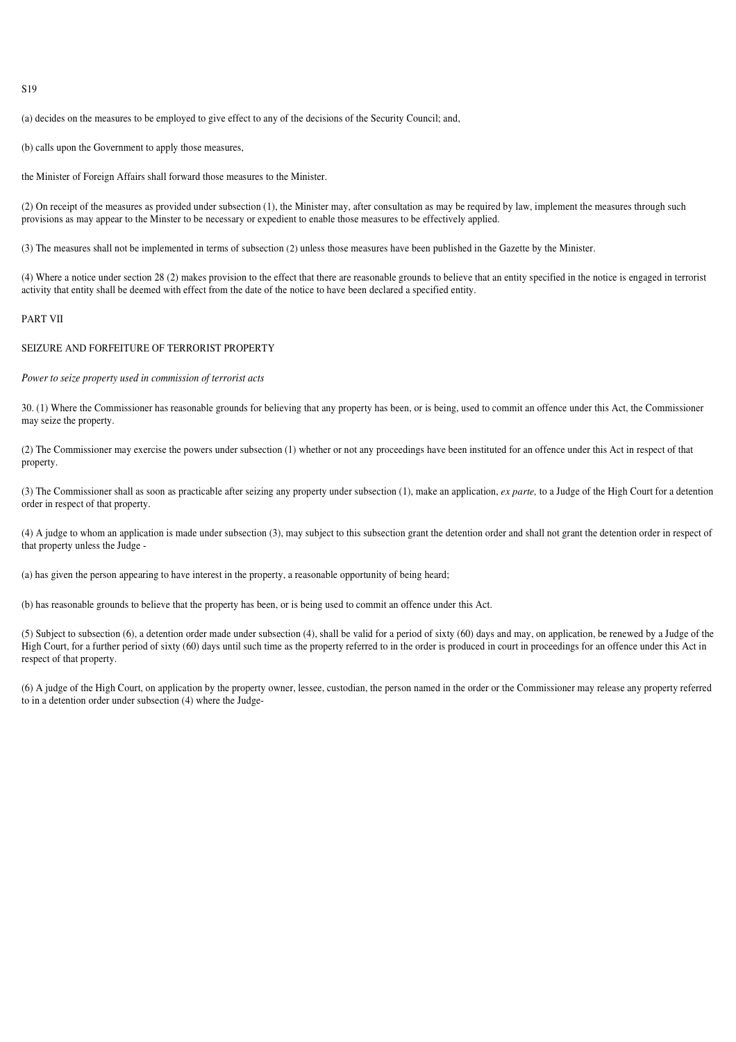S19

(a) decides on the measures to be employed to give effect to any of the decisions of the Security Council; and,

(b) calls upon the Government to apply those measures,

the Minister of Foreign Affairs shall forward those measures to the Minister.

(2) On receipt of the measures as provided under subsection (1), the Minister may, after consultation as may be required by law, implement the measures through such provisions as may appear to the Minster to be necessary or expedient to enable those measures to be effectively applied.

(3) The measures shall not be implemented in terms of subsection (2) unless those measures have been published in the Gazette by the Minister.

(4) Where a notice under section 28 (2) makes provision to the effect that there are reasonable grounds to believe that an entity specified in the notice is engaged in terrorist activity that entity shall be deemed with effect from the date of the notice to have been declared a specified entity.

PART VII

SEIZURE AND FORFEITURE OF TERRORIST PROPERTY

*Power to seize property used in commission of terrorist acts*

30. (1) Where the Commissioner has reasonable grounds for believing that any property has been, or is being, used to commit an offence under this Act, the Commissioner may seize the property.

(2) The Commissioner may exercise the powers under subsection (1) whether or not any proceedings have been instituted for an offence under this Act in respect of that property.

(3) The Commissioner shall as soon as practicable after seizing any property under subsection (1), make an application, *ex parte,* to a Judge of the High Court for a detention order in respect of that property.

(4) A judge to whom an application is made under subsection (3), may subject to this subsection grant the detention order and shall not grant the detention order in respect of that property unless the Judge -

(a) has given the person appearing to have interest in the property, a reasonable opportunity of being heard;

(b) has reasonable grounds to believe that the property has been, or is being used to commit an offence under this Act.

(5) Subject to subsection (6), a detention order made under subsection (4), shall be valid for a period of sixty (60) days and may, on application, be renewed by a Judge of the High Court, for a further period of sixty (60) days until such time as the property referred to in the order is produced in court in proceedings for an offence under this Act in respect of that property.

(6) A judge of the High Court, on application by the property owner, lessee, custodian, the person named in the order or the Commissioner may release any property referred to in a detention order under subsection (4) where the Judge-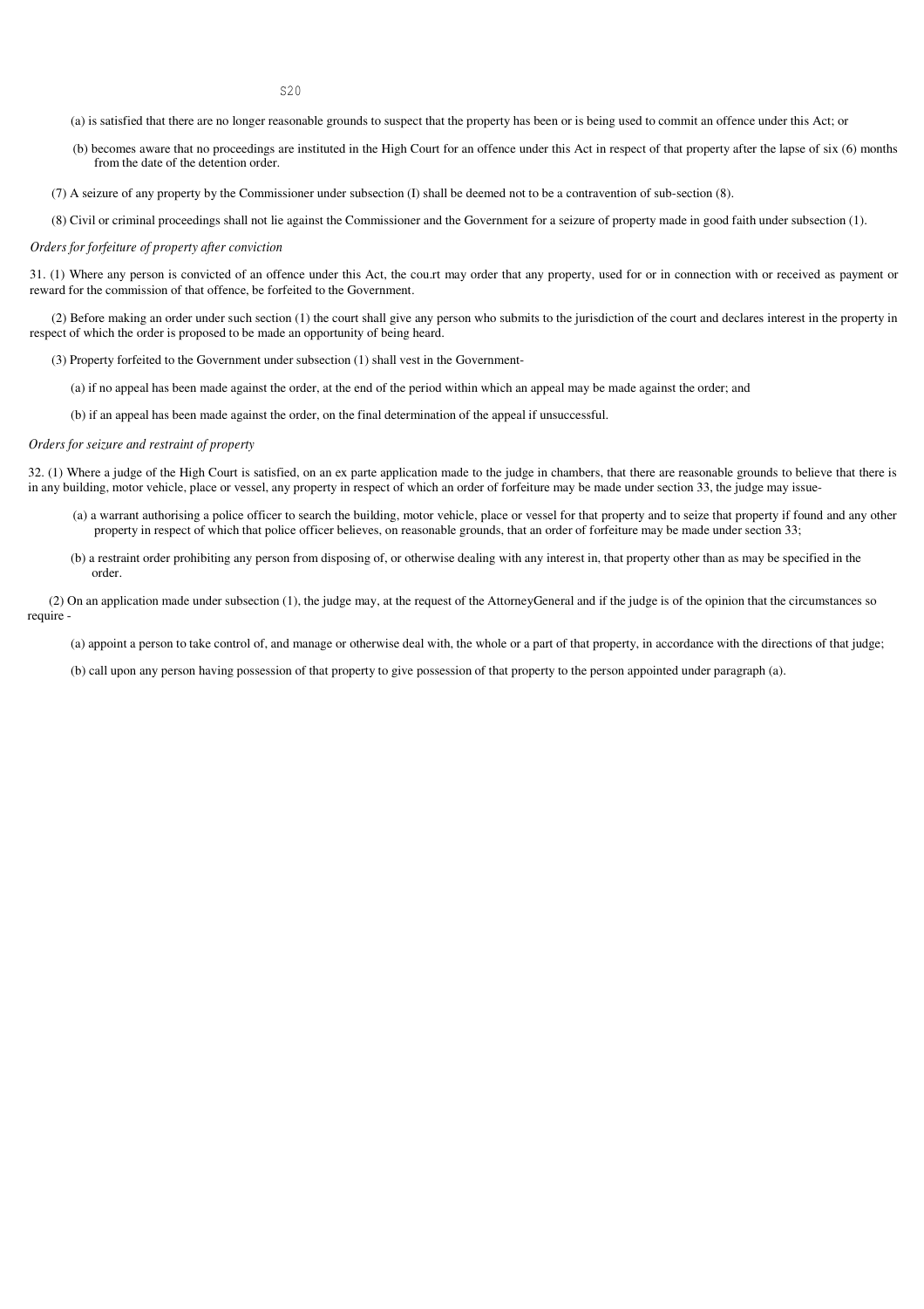(a) is satisfied that there are no longer reasonable grounds to suspect that the property has been or is being used to commit an offence under this Act; or

(b) becomes aware that no proceedings are instituted in the High Court for an offence under this Act in respect of that property after the lapse of six (6) months from the date of the detention order.

(7) A seizure of any property by the Commissioner under subsection (I) shall be deemed not to be a contravention of sub-section (8).

(8) Civil or criminal proceedings shall not lie against the Commissioner and the Government for a seizure of property made in good faith under subsection (1).

*Orders for forfeiture of property after conviction*

31. (1) Where any person is convicted of an offence under this Act, the cou.rt may order that any property, used for or in connection with or received as payment or reward for the commission of that offence, be forfeited to the Government.

(2) Before making an order under such section (1) the court shall give any person who submits to the jurisdiction of the court and declares interest in the property in respect of which the order is proposed to be made an opportunity of being heard.

(3) Property forfeited to the Government under subsection (1) shall vest in the Government-

(a) if no appeal has been made against the order, at the end of the period within which an appeal may be made against the order; and

(b) if an appeal has been made against the order, on the final determination of the appeal if unsuccessful.

*Orders for seizure and restraint of property*

32. (1) Where a judge of the High Court is satisfied, on an ex parte application made to the judge in chambers, that there are reasonable grounds to believe that there is in any building, motor vehicle, place or vessel, any property in respect of which an order of forfeiture may be made under section 33, the judge may issue-

(a) a warrant authorising a police officer to search the building, motor vehicle, place or vessel for that property and to seize that property if found and any other property in respect of which that police officer believes, on reasonable grounds, that an order of forfeiture may be made under section 33;

(b) a restraint order prohibiting any person from disposing of, or otherwise dealing with any interest in, that property other than as may be specified in the order.

(2) On an application made under subsection (1), the judge may, at the request of the AttorneyGeneral and if the judge is of the opinion that the circumstances so require -

(a) appoint a person to take control of, and manage or otherwise deal with, the whole or a part of that property, in accordance with the directions of that judge;

(b) call upon any person having possession of that property to give possession of that property to the person appointed under paragraph (a).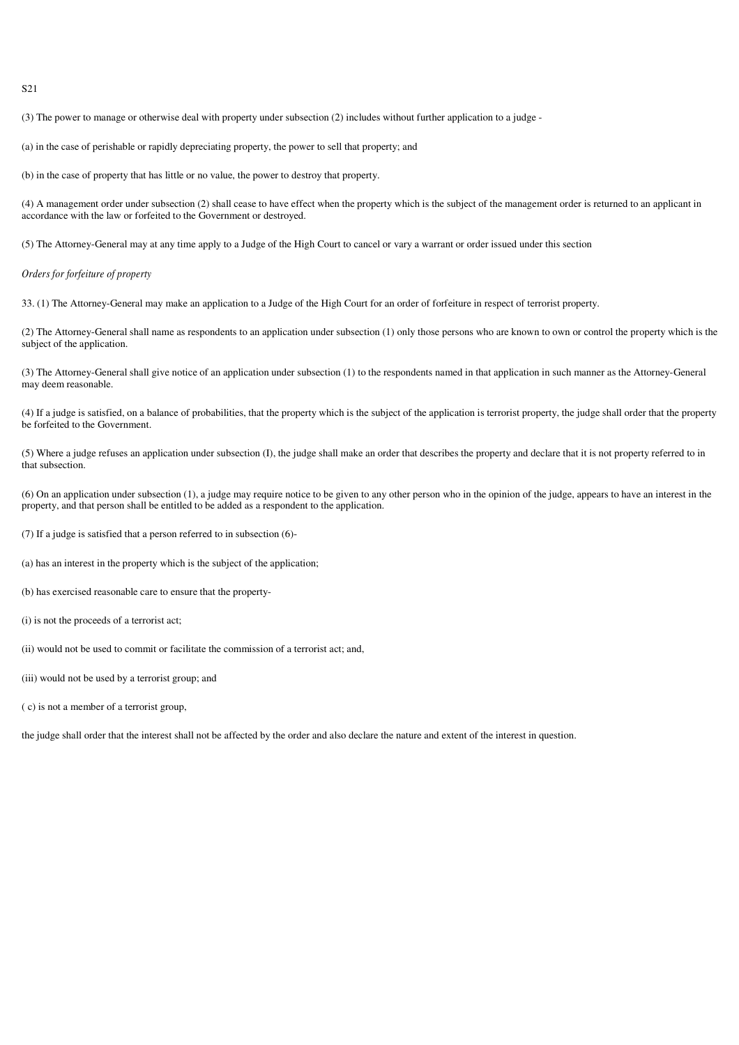S21

(3) The power to manage or otherwise deal with property under subsection (2) includes without further application to a judge -

(a) in the case of perishable or rapidly depreciating property, the power to sell that property; and

(b) in the case of property that has little or no value, the power to destroy that property.

(4) A management order under subsection (2) shall cease to have effect when the property which is the subject of the management order is returned to an applicant in accordance with the law or forfeited to the Government or destroyed.

(5) The Attorney-General may at any time apply to a Judge of the High Court to cancel or vary a warrant or order issued under this section

*Orders for forfeiture of property*

33. (1) The Attorney-General may make an application to a Judge of the High Court for an order of forfeiture in respect of terrorist property.

(2) The Attorney-General shall name as respondents to an application under subsection (1) only those persons who are known to own or control the property which is the subject of the application.

(3) The Attorney-General shall give notice of an application under subsection (1) to the respondents named in that application in such manner as the Attorney-General may deem reasonable.

(4) If a judge is satisfied, on a balance of probabilities, that the property which is the subject of the application is terrorist property, the judge shall order that the property be forfeited to the Government.

(5) Where a judge refuses an application under subsection (I), the judge shall make an order that describes the property and declare that it is not property referred to in that subsection.

(6) On an application under subsection (1), a judge may require notice to be given to any other person who in the opinion of the judge, appears to have an interest in the property, and that person shall be entitled to be added as a respondent to the application.

(7) If a judge is satisfied that a person referred to in subsection (6)-

(a) has an interest in the property which is the subject of the application;

(b) has exercised reasonable care to ensure that the property-

(i) is not the proceeds of a terrorist act;

(ii) would not be used to commit or facilitate the commission of a terrorist act; and,

(iii) would not be used by a terrorist group; and

( c) is not a member of a terrorist group,

the judge shall order that the interest shall not be affected by the order and also declare the nature and extent of the interest in question.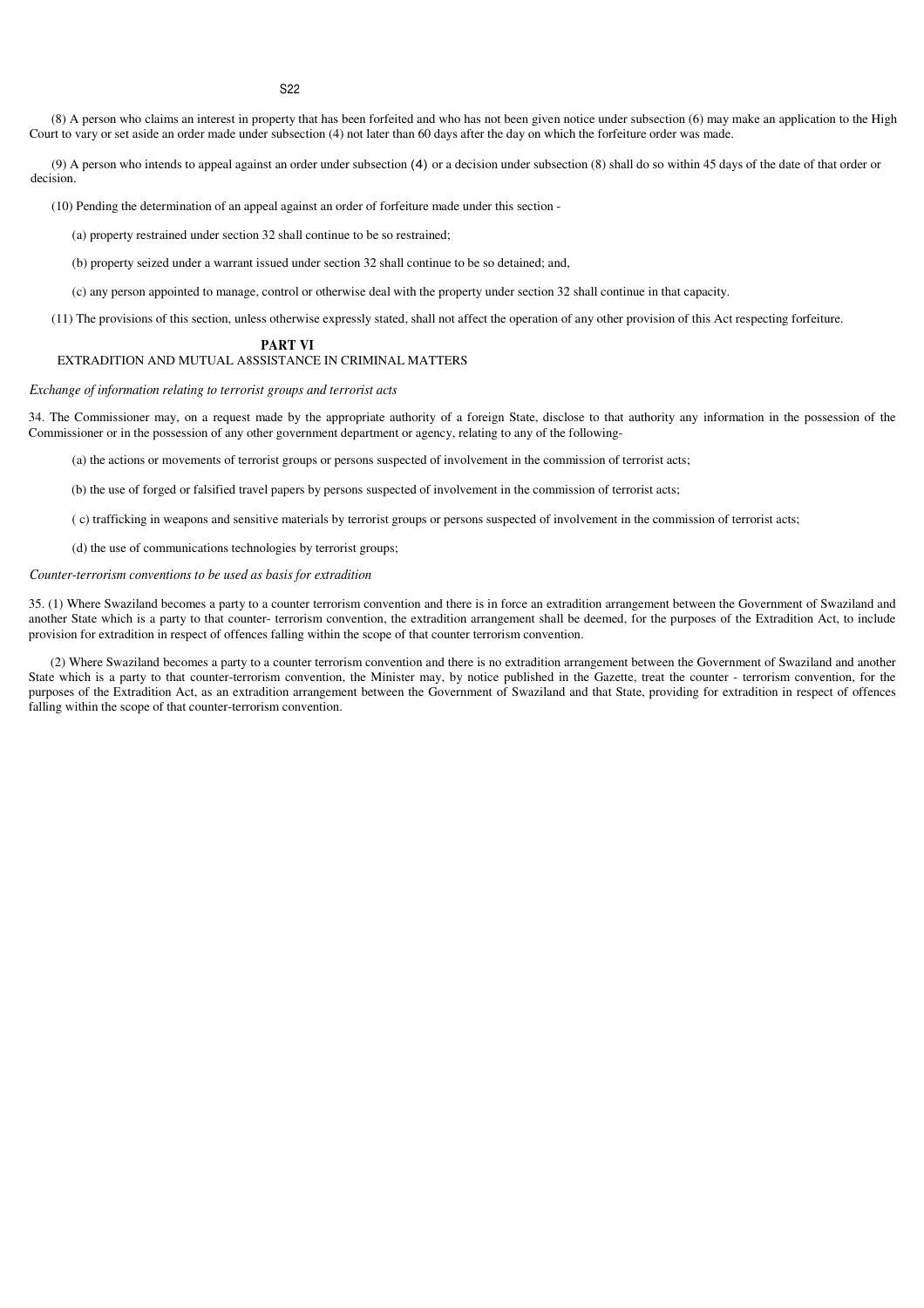(8) A person who claims an interest in property that has been forfeited and who has not been given notice under subsection (6) may make an application to the High Court to vary or set aside an order made under subsection (4) not later than 60 days after the day on which the forfeiture order was made.

(9) A person who intends to appeal against an order under subsection (4) or a decision under subsection (8) shall do so within 45 days of the date of that order or decision.

(10) Pending the determination of an appeal against an order of forfeiture made under this section -

(a) property restrained under section 32 shall continue to be so restrained;

(b) property seized under a warrant issued under section 32 shall continue to be so detained; and,

(c) any person appointed to manage, control or otherwise deal with the property under section 32 shall continue in that capacity.

(11) The provisions of this section, unless otherwise expressly stated, shall not affect the operation of any other provision of this Act respecting forfeiture.

## PART VI
EXTRADITION AND MUTUAL A8SSISTANCE IN CRIMINAL MATTERS

*Exchange of information relating to terrorist groups and terrorist acts*

34. The Commissioner may, on a request made by the appropriate authority of a foreign State, disclose to that authority any information in the possession of the Commissioner or in the possession of any other government department or agency, relating to any of the following-

(a) the actions or movements of terrorist groups or persons suspected of involvement in the commission of terrorist acts;

(b) the use of forged or falsified travel papers by persons suspected of involvement in the commission of terrorist acts;

( c) trafficking in weapons and sensitive materials by terrorist groups or persons suspected of involvement in the commission of terrorist acts;

(d) the use of communications technologies by terrorist groups;

*Counter-terrorism conventions to be used as basis for extradition*

35. (1) Where Swaziland becomes a party to a counter terrorism convention and there is in force an extradition arrangement between the Government of Swaziland and another State which is a party to that counter- terrorism convention, the extradition arrangement shall be deemed, for the purposes of the Extradition Act, to include provision for extradition in respect of offences falling within the scope of that counter terrorism convention.

(2) Where Swaziland becomes a party to a counter terrorism convention and there is no extradition arrangement between the Government of Swaziland and another State which is a party to that counter-terrorism convention, the Minister may, by notice published in the Gazette, treat the counter - terrorism convention, for the purposes of the Extradition Act, as an extradition arrangement between the Government of Swaziland and that State, providing for extradition in respect of offences falling within the scope of that counter-terrorism convention.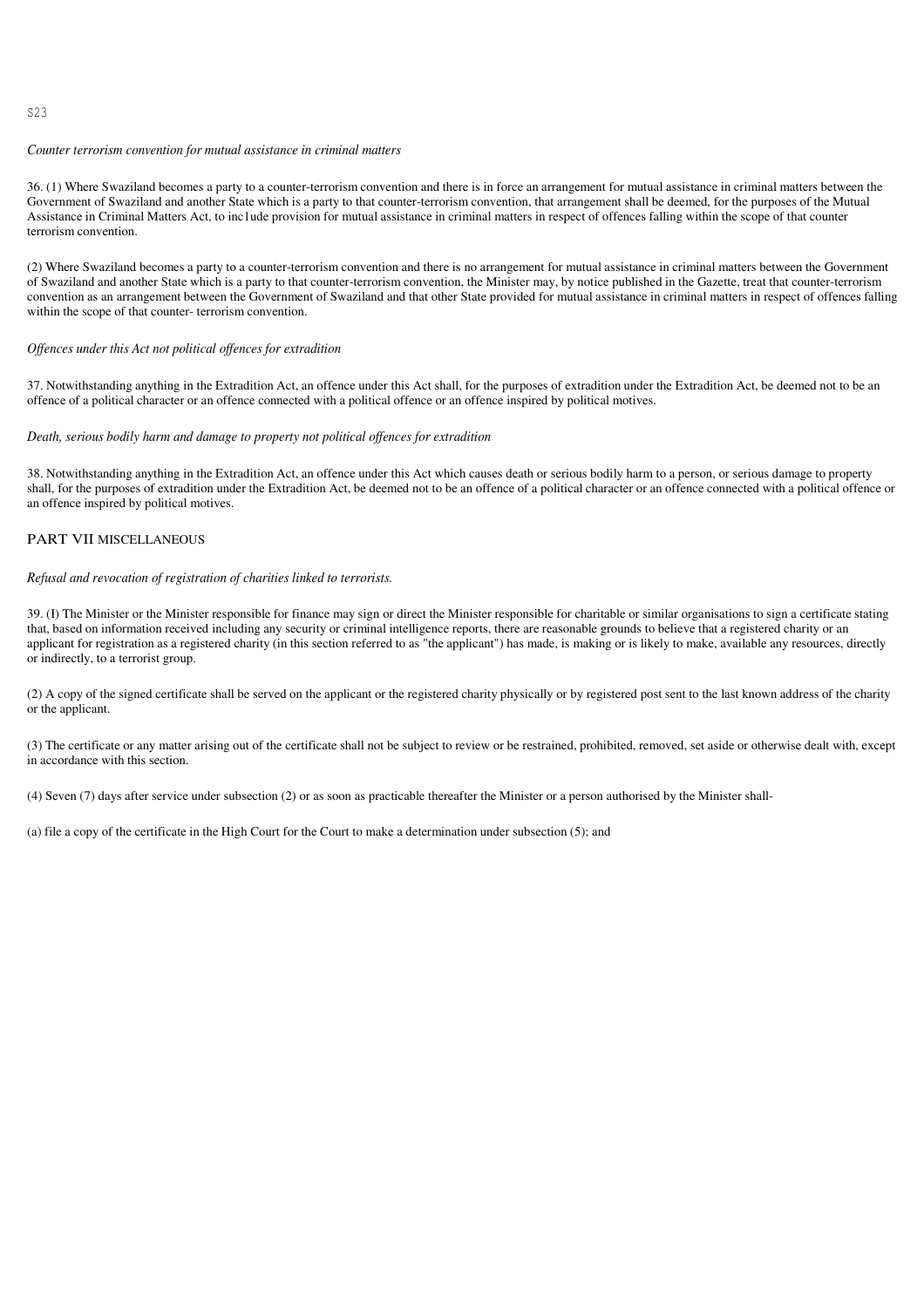*Counter terrorism convention for mutual assistance in criminal matters*

36. (1) Where Swaziland becomes a party to a counter-terrorism convention and there is in force an arrangement for mutual assistance in criminal matters between the Government of Swaziland and another State which is a party to that counter-terrorism convention, that arrangement shall be deemed, for the purposes of the Mutual Assistance in Criminal Matters Act, to inc1ude provision for mutual assistance in criminal matters in respect of offences falling within the scope of that counter terrorism convention.

(2) Where Swaziland becomes a party to a counter-terrorism convention and there is no arrangement for mutual assistance in criminal matters between the Government of Swaziland and another State which is a party to that counter-terrorism convention, the Minister may, by notice published in the Gazette, treat that counter-terrorism convention as an arrangement between the Government of Swaziland and that other State provided for mutual assistance in criminal matters in respect of offences falling within the scope of that counter- terrorism convention.

*Offences under this Act not political offences for extradition*

37. Notwithstanding anything in the Extradition Act, an offence under this Act shall, for the purposes of extradition under the Extradition Act, be deemed not to be an offence of a political character or an offence connected with a political offence or an offence inspired by political motives.

*Death, serious bodily harm and damage to property not political offences for extradition*

38. Notwithstanding anything in the Extradition Act, an offence under this Act which causes death or serious bodily harm to a person, or serious damage to property shall, for the purposes of extradition under the Extradition Act, be deemed not to be an offence of a political character or an offence connected with a political offence or an offence inspired by political motives.

## PART VII MISCELLANEOUS

*Refusal and revocation of registration of charities linked to terrorists.*

39. (I) The Minister or the Minister responsible for finance may sign or direct the Minister responsible for charitable or similar organisations to sign a certificate stating that, based on information received including any security or criminal intelligence reports, there are reasonable grounds to believe that a registered charity or an applicant for registration as a registered charity (in this section referred to as "the applicant") has made, is making or is likely to make, available any resources, directly or indirectly, to a terrorist group.

(2) A copy of the signed certificate shall be served on the applicant or the registered charity physically or by registered post sent to the last known address of the charity or the applicant.

(3) The certificate or any matter arising out of the certificate shall not be subject to review or be restrained, prohibited, removed, set aside or otherwise dealt with, except in accordance with this section.

(4) Seven (7) days after service under subsection (2) or as soon as practicable thereafter the Minister or a person authorised by the Minister shall-

(a) file a copy of the certificate in the High Court for the Court to make a determination under subsection (5); and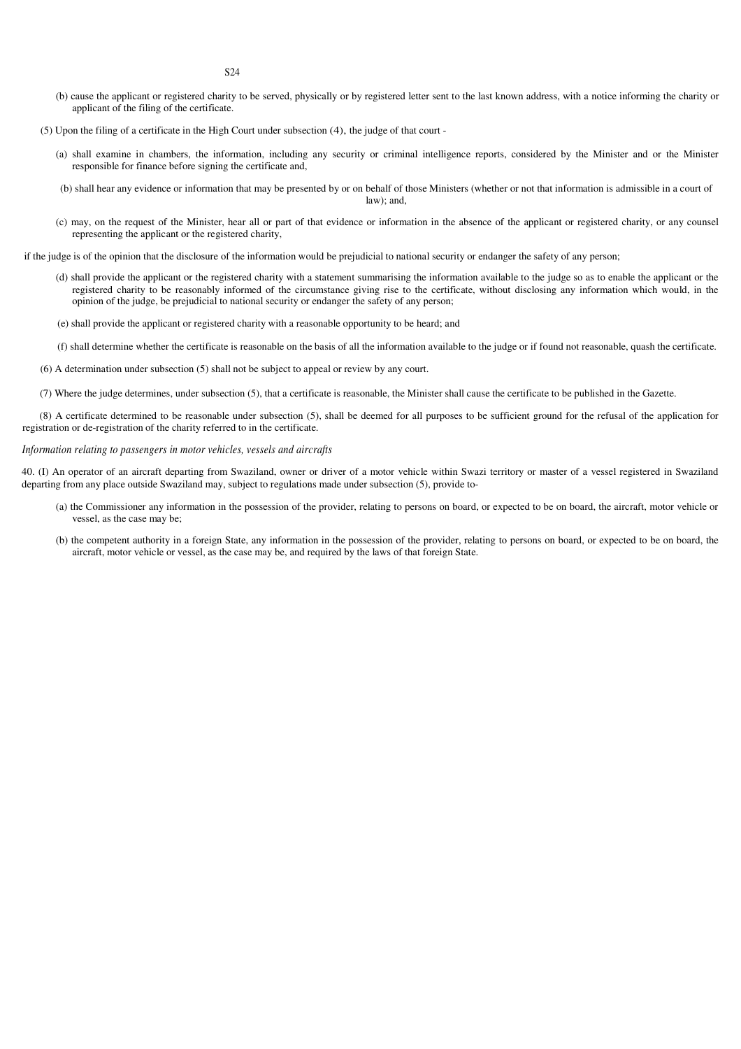(b) cause the applicant or registered charity to be served, physically or by registered letter sent to the last known address, with a notice informing the charity or applicant of the filing of the certificate.

(5) Upon the filing of a certificate in the High Court under subsection (4), the judge of that court -

(a) shall examine in chambers, the information, including any security or criminal intelligence reports, considered by the Minister and or the Minister responsible for finance before signing the certificate and,

(b) shall hear any evidence or information that may be presented by or on behalf of those Ministers (whether or not that information is admissible in a court of law); and,

(c) may, on the request of the Minister, hear all or part of that evidence or information in the absence of the applicant or registered charity, or any counsel representing the applicant or the registered charity,

if the judge is of the opinion that the disclosure of the information would be prejudicial to national security or endanger the safety of any person;

(d) shall provide the applicant or the registered charity with a statement summarising the information available to the judge so as to enable the applicant or the registered charity to be reasonably informed of the circumstance giving rise to the certificate, without disclosing any information which would, in the opinion of the judge, be prejudicial to national security or endanger the safety of any person;

(e) shall provide the applicant or registered charity with a reasonable opportunity to be heard; and

(f) shall determine whether the certificate is reasonable on the basis of all the information available to the judge or if found not reasonable, quash the certificate.

(6) A determination under subsection (5) shall not be subject to appeal or review by any court.

(7) Where the judge determines, under subsection (5), that a certificate is reasonable, the Minister shall cause the certificate to be published in the Gazette.

(8) A certificate determined to be reasonable under subsection (5), shall be deemed for all purposes to be sufficient ground for the refusal of the application for registration or de-registration of the charity referred to in the certificate.

*Information relating to passengers in motor vehicles, vessels and aircrafts*

40. (I) An operator of an aircraft departing from Swaziland, owner or driver of a motor vehicle within Swazi territory or master of a vessel registered in Swaziland departing from any place outside Swaziland may, subject to regulations made under subsection (5), provide to-

(a) the Commissioner any information in the possession of the provider, relating to persons on board, or expected to be on board, the aircraft, motor vehicle or vessel, as the case may be;

(b) the competent authority in a foreign State, any information in the possession of the provider, relating to persons on board, or expected to be on board, the aircraft, motor vehicle or vessel, as the case may be, and required by the laws of that foreign State.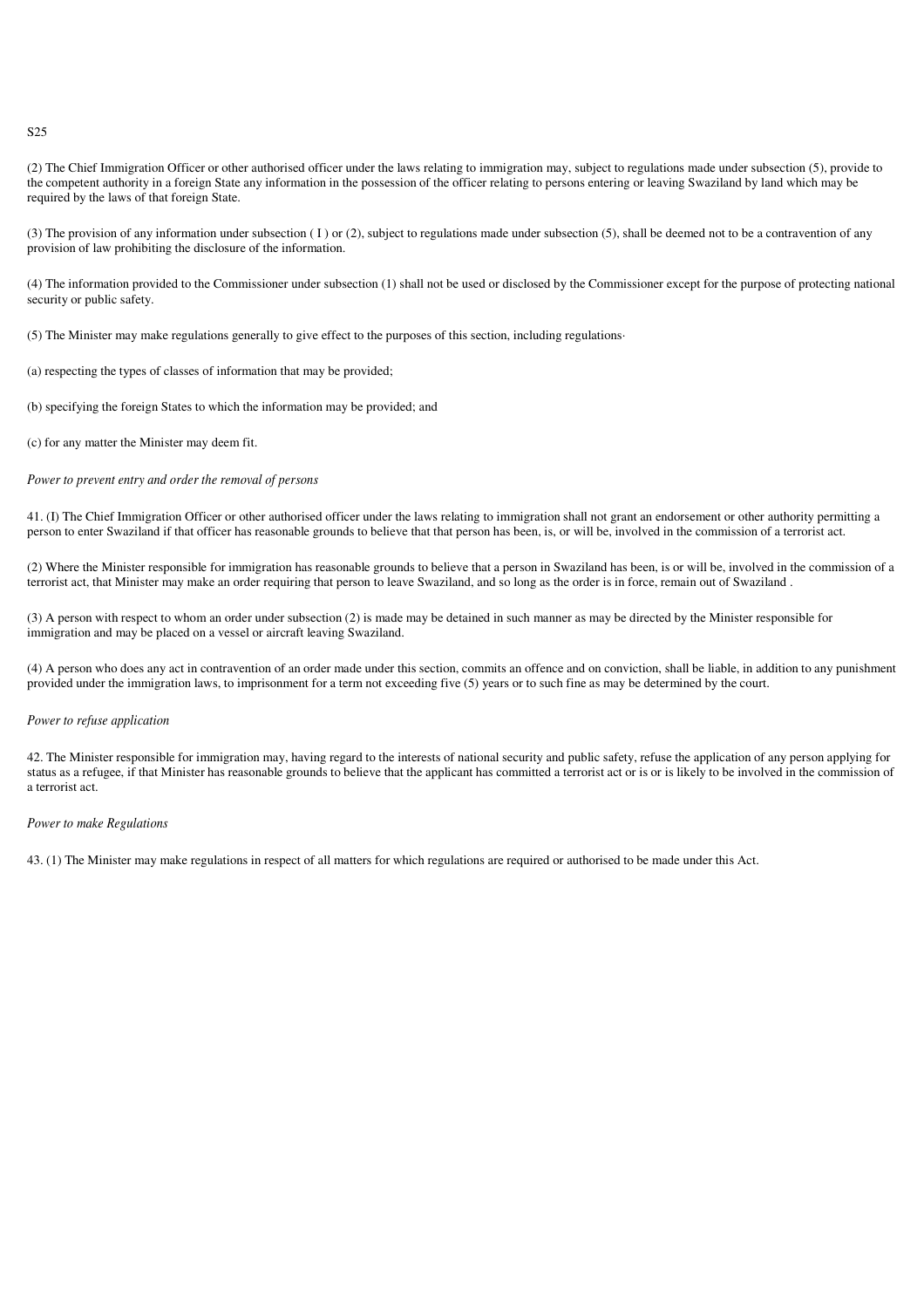S25

(2) The Chief Immigration Officer or other authorised officer under the laws relating to immigration may, subject to regulations made under subsection (5), provide to the competent authority in a foreign State any information in the possession of the officer relating to persons entering or leaving Swaziland by land which may be required by the laws of that foreign State.

(3) The provision of any information under subsection ( I ) or (2), subject to regulations made under subsection (5), shall be deemed not to be a contravention of any provision of law prohibiting the disclosure of the information.

(4) The information provided to the Commissioner under subsection (1) shall not be used or disclosed by the Commissioner except for the purpose of protecting national security or public safety.

(5) The Minister may make regulations generally to give effect to the purposes of this section, including regulations·

(a) respecting the types of classes of information that may be provided;

(b) specifying the foreign States to which the information may be provided; and

(c) for any matter the Minister may deem fit.

*Power to prevent entry and order the removal of persons*

41. (I) The Chief Immigration Officer or other authorised officer under the laws relating to immigration shall not grant an endorsement or other authority permitting a person to enter Swaziland if that officer has reasonable grounds to believe that that person has been, is, or will be, involved in the commission of a terrorist act.

(2) Where the Minister responsible for immigration has reasonable grounds to believe that a person in Swaziland has been, is or will be, involved in the commission of a terrorist act, that Minister may make an order requiring that person to leave Swaziland, and so long as the order is in force, remain out of Swaziland .

(3) A person with respect to whom an order under subsection (2) is made may be detained in such manner as may be directed by the Minister responsible for immigration and may be placed on a vessel or aircraft leaving Swaziland.

(4) A person who does any act in contravention of an order made under this section, commits an offence and on conviction, shall be liable, in addition to any punishment provided under the immigration laws, to imprisonment for a term not exceeding five (5) years or to such fine as may be determined by the court.

*Power to refuse application*

42. The Minister responsible for immigration may, having regard to the interests of national security and public safety, refuse the application of any person applying for status as a refugee, if that Minister has reasonable grounds to believe that the applicant has committed a terrorist act or is or is likely to be involved in the commission of a terrorist act.

*Power to make Regulations*

43. (1) The Minister may make regulations in respect of all matters for which regulations are required or authorised to be made under this Act.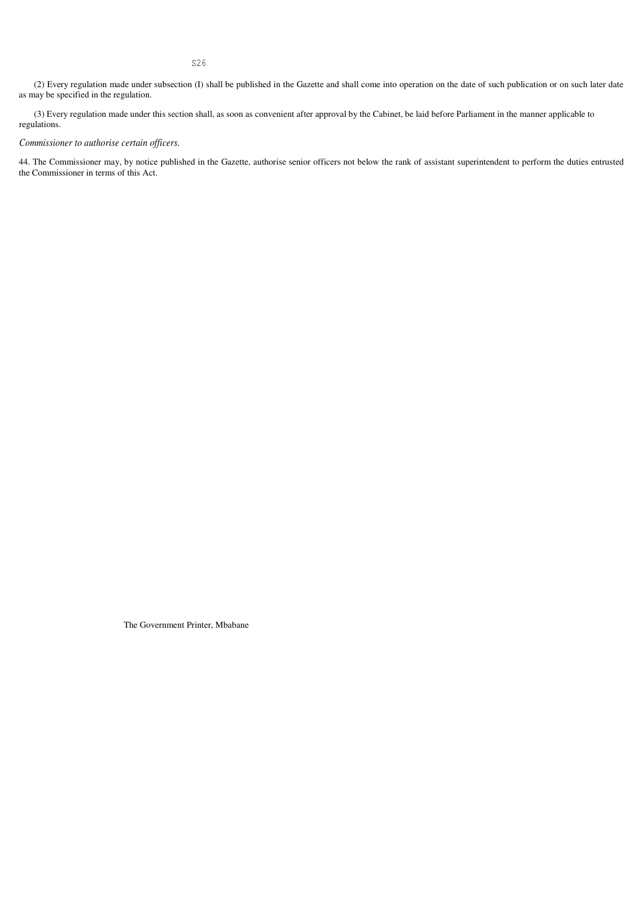(2) Every regulation made under subsection (I) shall be published in the Gazette and shall come into operation on the date of such publication or on such later date as may be specified in the regulation.

(3) Every regulation made under this section shall, as soon as convenient after approval by the Cabinet, be laid before Parliament in the manner applicable to regulations.

*Commissioner to authorise certain officers.*

44. The Commissioner may, by notice published in the Gazette, authorise senior officers not below the rank of assistant superintendent to perform the duties entrusted the Commissioner in terms of this Act.

The Government Printer, Mbabane